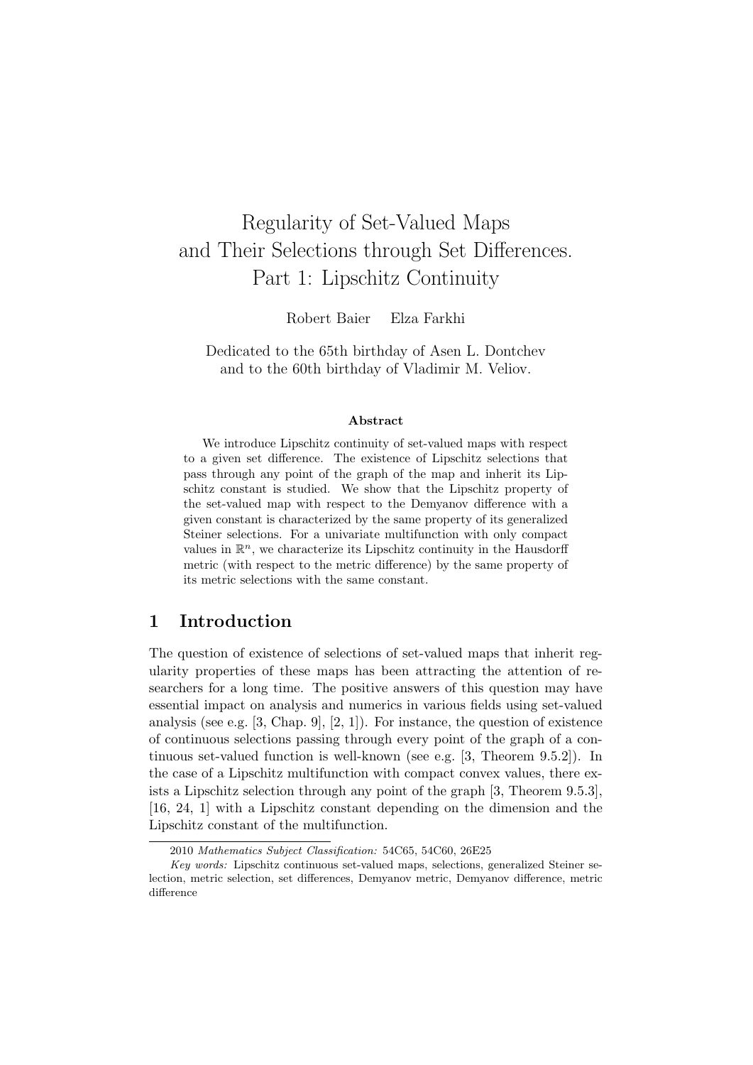# Regularity of Set-Valued Maps and Their Selections through Set Differences. Part 1: Lipschitz Continuity

Robert Baier   Elza Farkhi

Dedicated to the 65th birthday of Asen L. Dontchev and to the 60th birthday of Vladimir M. Veliov.

**Abstract**

We introduce Lipschitz continuity of set-valued maps with respect to a given set difference. The existence of Lipschitz selections that pass through any point of the graph of the map and inherit its Lipschitz constant is studied. We show that the Lipschitz property of the set-valued map with respect to the Demyanov difference with a given constant is characterized by the same property of its generalized Steiner selections. For a univariate multifunction with only compact values in $\mathbb{R}^n$, we characterize its Lipschitz continuity in the Hausdorff metric (with respect to the metric difference) by the same property of its metric selections with the same constant.

## 1 Introduction

The question of existence of selections of set-valued maps that inherit regularity properties of these maps has been attracting the attention of researchers for a long time. The positive answers of this question may have essential impact on analysis and numerics in various fields using set-valued analysis (see e.g. [3, Chap. 9], [2, 1]). For instance, the question of existence of continuous selections passing through every point of the graph of a continuous set-valued function is well-known (see e.g. [3, Theorem 9.5.2]). In the case of a Lipschitz multifunction with compact convex values, there exists a Lipschitz selection through any point of the graph [3, Theorem 9.5.3], [16, 24, 1] with a Lipschitz constant depending on the dimension and the Lipschitz constant of the multifunction.

---

2010 *Mathematics Subject Classification:* 54C65, 54C60, 26E25

*Key words:* Lipschitz continuous set-valued maps, selections, generalized Steiner selection, metric selection, set differences, Demyanov metric, Demyanov difference, metric difference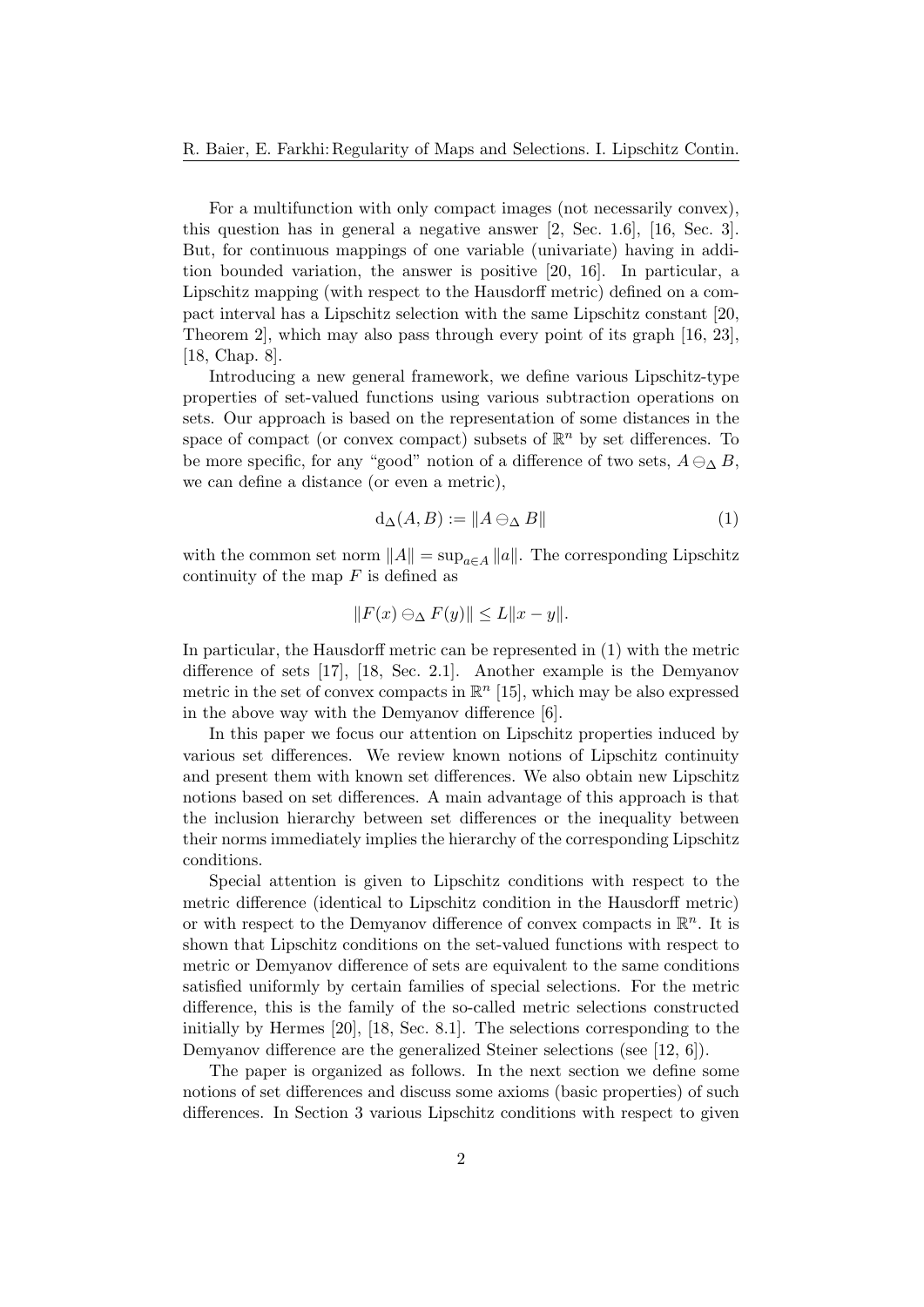For a multifunction with only compact images (not necessarily convex), this question has in general a negative answer [2, Sec. 1.6], [16, Sec. 3]. But, for continuous mappings of one variable (univariate) having in addition bounded variation, the answer is positive [20, 16]. In particular, a Lipschitz mapping (with respect to the Hausdorff metric) defined on a compact interval has a Lipschitz selection with the same Lipschitz constant [20, Theorem 2], which may also pass through every point of its graph [16, 23], [18, Chap. 8].

Introducing a new general framework, we define various Lipschitz-type properties of set-valued functions using various subtraction operations on sets. Our approach is based on the representation of some distances in the space of compact (or convex compact) subsets of $\mathbb{R}^n$ by set differences. To be more specific, for any "good" notion of a difference of two sets, $A \ominus_\Delta B$, we can define a distance (or even a metric),

$$\mathrm{d}_\Delta(A, B) := \|A \ominus_\Delta B\| \tag{1}$$

with the common set norm $\|A\| = \sup_{a \in A} \|a\|$. The corresponding Lipschitz continuity of the map $F$ is defined as

$$\|F(x) \ominus_\Delta F(y)\| \le L\|x - y\|.$$

In particular, the Hausdorff metric can be represented in (1) with the metric difference of sets [17], [18, Sec. 2.1]. Another example is the Demyanov metric in the set of convex compacts in $\mathbb{R}^n$ [15], which may be also expressed in the above way with the Demyanov difference [6].

In this paper we focus our attention on Lipschitz properties induced by various set differences. We review known notions of Lipschitz continuity and present them with known set differences. We also obtain new Lipschitz notions based on set differences. A main advantage of this approach is that the inclusion hierarchy between set differences or the inequality between their norms immediately implies the hierarchy of the corresponding Lipschitz conditions.

Special attention is given to Lipschitz conditions with respect to the metric difference (identical to Lipschitz condition in the Hausdorff metric) or with respect to the Demyanov difference of convex compacts in $\mathbb{R}^n$. It is shown that Lipschitz conditions on the set-valued functions with respect to metric or Demyanov difference of sets are equivalent to the same conditions satisfied uniformly by certain families of special selections. For the metric difference, this is the family of the so-called metric selections constructed initially by Hermes [20], [18, Sec. 8.1]. The selections corresponding to the Demyanov difference are the generalized Steiner selections (see [12, 6]).

The paper is organized as follows. In the next section we define some notions of set differences and discuss some axioms (basic properties) of such differences. In Section 3 various Lipschitz conditions with respect to given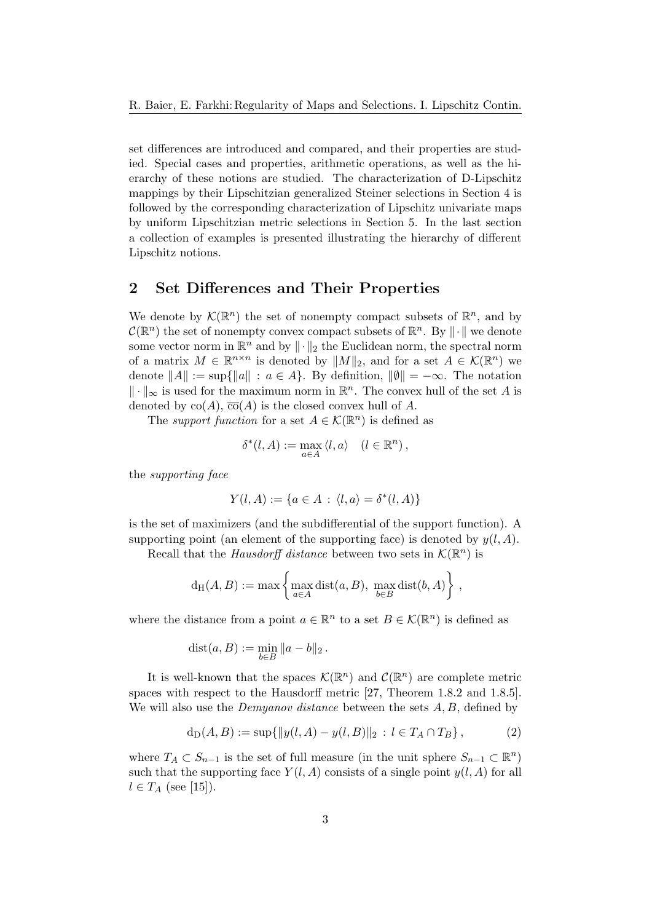set differences are introduced and compared, and their properties are studied. Special cases and properties, arithmetic operations, as well as the hierarchy of these notions are studied. The characterization of D-Lipschitz mappings by their Lipschitzian generalized Steiner selections in Section 4 is followed by the corresponding characterization of Lipschitz univariate maps by uniform Lipschitzian metric selections in Section 5. In the last section a collection of examples is presented illustrating the hierarchy of different Lipschitz notions.

## 2 Set Differences and Their Properties

We denote by $\mathcal{K}(\mathbb{R}^n)$ the set of nonempty compact subsets of $\mathbb{R}^n$, and by $\mathcal{C}(\mathbb{R}^n)$ the set of nonempty convex compact subsets of $\mathbb{R}^n$. By $\|\cdot\|$ we denote some vector norm in $\mathbb{R}^n$ and by $\|\cdot\|_2$ the Euclidean norm, the spectral norm of a matrix $M \in \mathbb{R}^{n\times n}$ is denoted by $\|M\|_2$, and for a set $A \in \mathcal{K}(\mathbb{R}^n)$ we denote $\|A\| := \sup\{\|a\| \,:\, a \in A\}$. By definition, $\|\emptyset\| = -\infty$. The notation $\|\cdot\|_\infty$ is used for the maximum norm in $\mathbb{R}^n$. The convex hull of the set $A$ is denoted by $\operatorname{co}(A)$, $\overline{\operatorname{co}}(A)$ is the closed convex hull of $A$.

The *support function* for a set $A \in \mathcal{K}(\mathbb{R}^n)$ is defined as

$$\delta^*(l, A) := \max_{a\in A} \langle l, a\rangle \quad (l \in \mathbb{R}^n)\,,$$

the *supporting face*

$$Y(l, A) := \{a \in A \,:\, \langle l, a\rangle = \delta^*(l, A)\}$$

is the set of maximizers (and the subdifferential of the support function). A supporting point (an element of the supporting face) is denoted by $y(l, A)$.

Recall that the *Hausdorff distance* between two sets in $\mathcal{K}(\mathbb{R}^n)$ is

$$\mathrm{d_H}(A, B) := \max\left\{\max_{a\in A} \operatorname{dist}(a, B),\ \max_{b\in B} \operatorname{dist}(b, A)\right\}\,,$$

where the distance from a point $a \in \mathbb{R}^n$ to a set $B \in \mathcal{K}(\mathbb{R}^n)$ is defined as

$$\operatorname{dist}(a, B) := \min_{b\in B} \|a - b\|_2\,.$$

It is well-known that the spaces $\mathcal{K}(\mathbb{R}^n)$ and $\mathcal{C}(\mathbb{R}^n)$ are complete metric spaces with respect to the Hausdorff metric [27, Theorem 1.8.2 and 1.8.5]. We will also use the *Demyanov distance* between the sets $A, B$, defined by

$$\mathrm{d_D}(A, B) := \sup\{\|y(l, A) - y(l, B)\|_2 \,:\, l \in T_A \cap T_B\}\,, \tag{2}$$

where $T_A \subset S_{n-1}$ is the set of full measure (in the unit sphere $S_{n-1} \subset \mathbb{R}^n$) such that the supporting face $Y(l, A)$ consists of a single point $y(l, A)$ for all $l \in T_A$ (see [15]).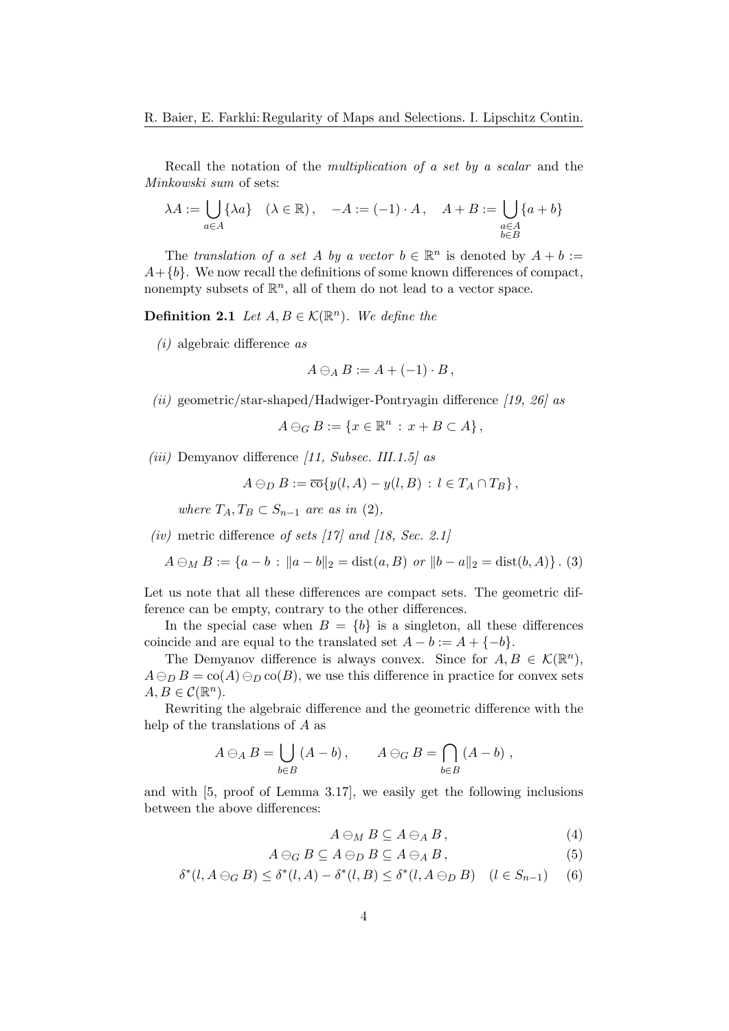Recall the notation of the *multiplication of a set by a scalar* and the *Minkowski sum* of sets:

$$\lambda A := \bigcup_{a \in A} \{\lambda a\} \quad (\lambda \in \mathbb{R}) , \quad -A := (-1) \cdot A , \quad A + B := \bigcup_{\substack{a \in A \\ b \in B}} \{a + b\}$$

The *translation of a set $A$ by a vector $b \in \mathbb{R}^n$* is denoted by $A + b := A + \{b\}$. We now recall the definitions of some known differences of compact, nonempty subsets of $\mathbb{R}^n$, all of them do not lead to a vector space.

**Definition 2.1** *Let $A, B \in \mathcal{K}(\mathbb{R}^n)$. We define the*

*(i)* algebraic difference *as*

$$A \ominus_A B := A + (-1) \cdot B ,$$

*(ii)* geometric/star-shaped/Hadwiger-Pontryagin difference *[19, 26] as*

$$A \ominus_G B := \{x \in \mathbb{R}^n \, : \, x + B \subset A\} ,$$

*(iii)* Demyanov difference *[11, Subsec. III.1.5] as*

$$A \ominus_D B := \overline{\operatorname{co}}\{y(l, A) - y(l, B) \, : \, l \in T_A \cap T_B\} ,$$

*where $T_A, T_B \subset S_{n-1}$ are as in* (2),

*(iv)* metric difference *of sets [17] and [18, Sec. 2.1]*

$$A \ominus_M B := \{a - b \, : \, \|a - b\|_2 = \operatorname{dist}(a, B) \text{ or } \|b - a\|_2 = \operatorname{dist}(b, A)\} . \quad (3)$$

Let us note that all these differences are compact sets. The geometric difference can be empty, contrary to the other differences.

In the special case when $B = \{b\}$ is a singleton, all these differences coincide and are equal to the translated set $A - b := A + \{-b\}$.

The Demyanov difference is always convex. Since for $A, B \in \mathcal{K}(\mathbb{R}^n)$, $A \ominus_D B = \operatorname{co}(A) \ominus_D \operatorname{co}(B)$, we use this difference in practice for convex sets $A, B \in \mathcal{C}(\mathbb{R}^n)$.

Rewriting the algebraic difference and the geometric difference with the help of the translations of $A$ as

$$A \ominus_A B = \bigcup_{b \in B} (A - b) , \qquad A \ominus_G B = \bigcap_{b \in B} (A - b) ,$$

and with [5, proof of Lemma 3.17], we easily get the following inclusions between the above differences:

$$A \ominus_M B \subseteq A \ominus_A B , \quad (4)$$

$$A \ominus_G B \subseteq A \ominus_D B \subseteq A \ominus_A B , \quad (5)$$

$$\delta^*(l, A \ominus_G B) \leq \delta^*(l, A) - \delta^*(l, B) \leq \delta^*(l, A \ominus_D B) \quad (l \in S_{n-1}) \quad (6)$$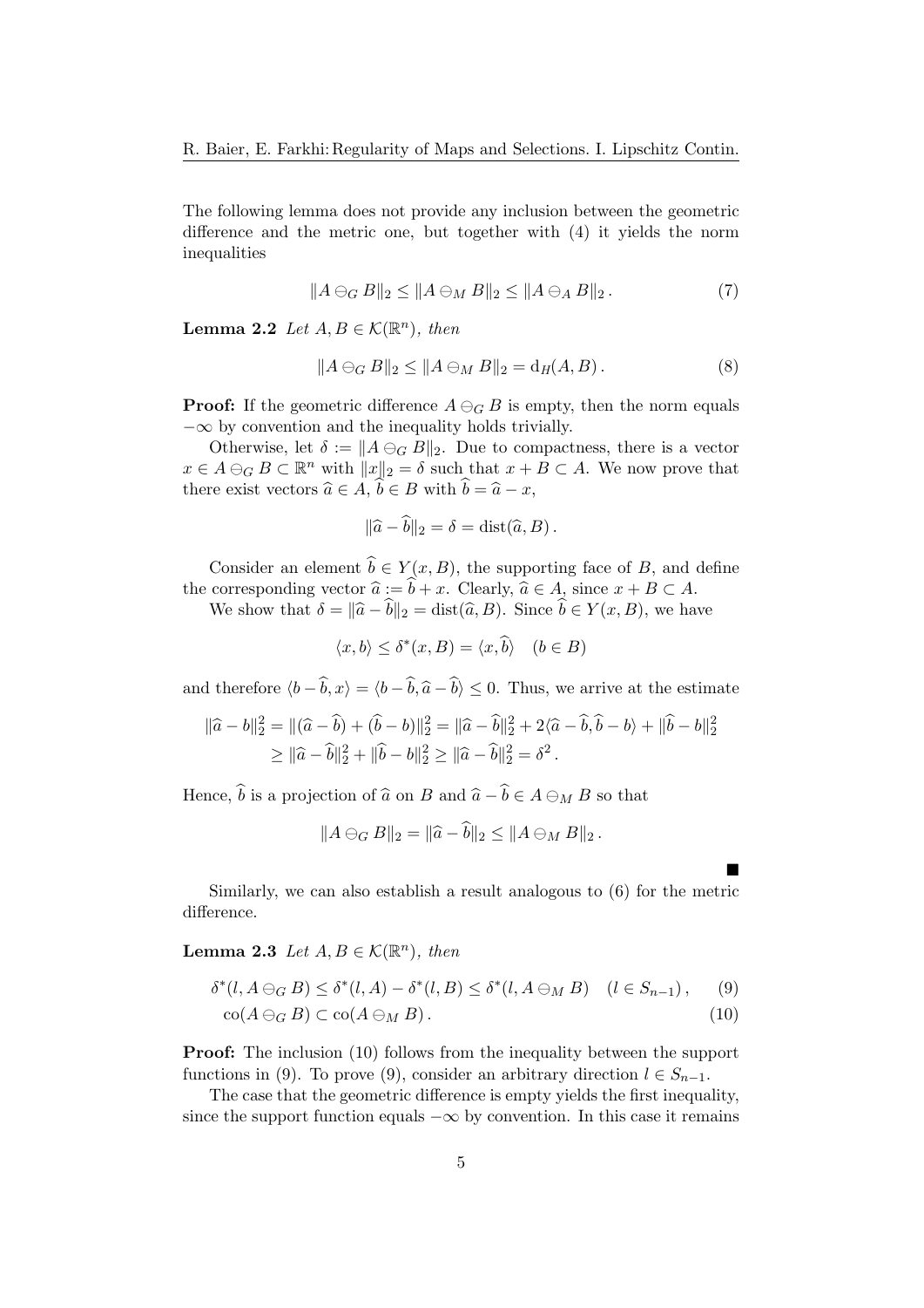The following lemma does not provide any inclusion between the geometric difference and the metric one, but together with (4) it yields the norm inequalities

$$\|A \ominus_G B\|_2 \leq \|A \ominus_M B\|_2 \leq \|A \ominus_A B\|_2 \,. \tag{7}$$

**Lemma 2.2** *Let $A, B \in \mathcal{K}(\mathbb{R}^n)$, then*

$$\|A \ominus_G B\|_2 \leq \|A \ominus_M B\|_2 = \mathrm{d}_H(A, B) \,. \tag{8}$$

**Proof:** If the geometric difference $A \ominus_G B$ is empty, then the norm equals $-\infty$ by convention and the inequality holds trivially.

Otherwise, let $\delta := \|A \ominus_G B\|_2$. Due to compactness, there is a vector $x \in A \ominus_G B \subset \mathbb{R}^n$ with $\|x\|_2 = \delta$ such that $x + B \subset A$. We now prove that there exist vectors $\widehat{a} \in A$, $\widehat{b} \in B$ with $\widehat{b} = \widehat{a} - x$,

$$\|\widehat{a} - \widehat{b}\|_2 = \delta = \mathrm{dist}(\widehat{a}, B) \,.$$

Consider an element $\widehat{b} \in Y(x, B)$, the supporting face of $B$, and define the corresponding vector $\widehat{a} := \widehat{b} + x$. Clearly, $\widehat{a} \in A$, since $x + B \subset A$.

We show that $\delta = \|\widehat{a} - \widehat{b}\|_2 = \mathrm{dist}(\widehat{a}, B)$. Since $\widehat{b} \in Y(x, B)$, we have

$$\langle x, b \rangle \leq \delta^*(x, B) = \langle x, \widehat{b} \rangle \quad (b \in B)$$

and therefore $\langle b - \widehat{b}, x \rangle = \langle b - \widehat{b}, \widehat{a} - \widehat{b} \rangle \leq 0$. Thus, we arrive at the estimate

$$\begin{aligned}
\|\widehat{a} - b\|_2^2 &= \|(\widehat{a} - \widehat{b}) + (\widehat{b} - b)\|_2^2 = \|\widehat{a} - \widehat{b}\|_2^2 + 2\langle \widehat{a} - \widehat{b}, \widehat{b} - b \rangle + \|\widehat{b} - b\|_2^2 \\
&\geq \|\widehat{a} - \widehat{b}\|_2^2 + \|\widehat{b} - b\|_2^2 \geq \|\widehat{a} - \widehat{b}\|_2^2 = \delta^2 \,.
\end{aligned}$$

Hence, $\widehat{b}$ is a projection of $\widehat{a}$ on $B$ and $\widehat{a} - \widehat{b} \in A \ominus_M B$ so that

$$\|A \ominus_G B\|_2 = \|\widehat{a} - \widehat{b}\|_2 \leq \|A \ominus_M B\|_2 \,.$$

■

Similarly, we can also establish a result analogous to (6) for the metric difference.

**Lemma 2.3** *Let $A, B \in \mathcal{K}(\mathbb{R}^n)$, then*

$$\delta^*(l, A \ominus_G B) \leq \delta^*(l, A) - \delta^*(l, B) \leq \delta^*(l, A \ominus_M B) \quad (l \in S_{n-1}) \,, \tag{9}$$

$$\mathrm{co}(A \ominus_G B) \subset \mathrm{co}(A \ominus_M B) \,. \tag{10}$$

**Proof:** The inclusion (10) follows from the inequality between the support functions in (9). To prove (9), consider an arbitrary direction $l \in S_{n-1}$.

The case that the geometric difference is empty yields the first inequality, since the support function equals $-\infty$ by convention. In this case it remains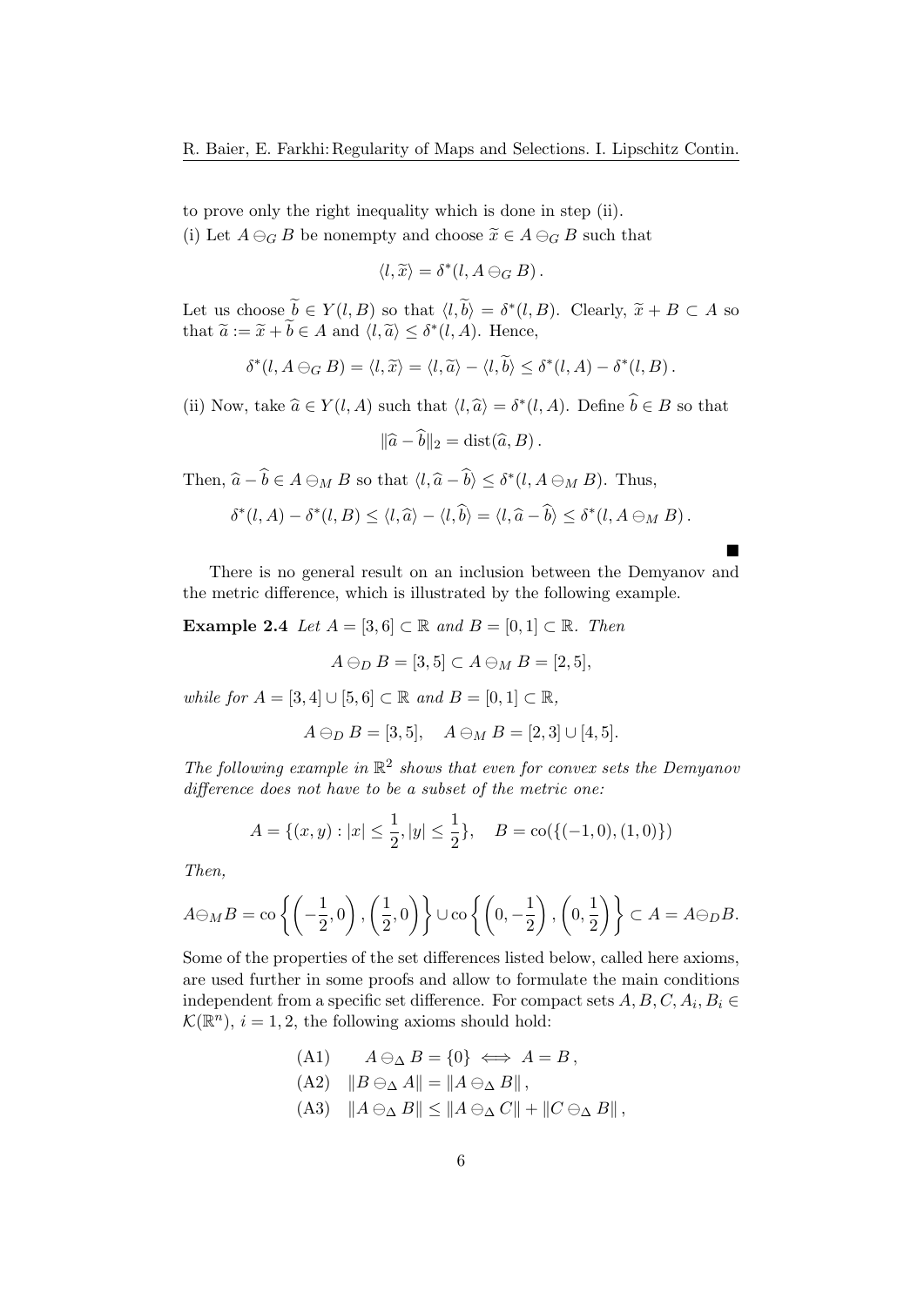to prove only the right inequality which is done in step (ii).

(i) Let $A \ominus_G B$ be nonempty and choose $\widetilde{x} \in A \ominus_G B$ such that

$$\langle l, \widetilde{x} \rangle = \delta^*(l, A \ominus_G B) .$$

Let us choose $\widetilde{b} \in Y(l, B)$ so that $\langle l, \widetilde{b} \rangle = \delta^*(l, B)$. Clearly, $\widetilde{x} + B \subset A$ so that $\widetilde{a} := \widetilde{x} + \widetilde{b} \in A$ and $\langle l, \widetilde{a} \rangle \leq \delta^*(l, A)$. Hence,

$$\delta^*(l, A \ominus_G B) = \langle l, \widetilde{x} \rangle = \langle l, \widetilde{a} \rangle - \langle l, \widetilde{b} \rangle \leq \delta^*(l, A) - \delta^*(l, B) .$$

(ii) Now, take $\widehat{a} \in Y(l, A)$ such that $\langle l, \widehat{a} \rangle = \delta^*(l, A)$. Define $\widehat{b} \in B$ so that

$$\|\widehat{a} - \widehat{b}\|_2 = \operatorname{dist}(\widehat{a}, B) .$$

Then, $\widehat{a} - \widehat{b} \in A \ominus_M B$ so that $\langle l, \widehat{a} - \widehat{b} \rangle \leq \delta^*(l, A \ominus_M B)$. Thus,

$$\delta^*(l, A) - \delta^*(l, B) \leq \langle l, \widehat{a} \rangle - \langle l, \widehat{b} \rangle = \langle l, \widehat{a} - \widehat{b} \rangle \leq \delta^*(l, A \ominus_M B) .$$

■

There is no general result on an inclusion between the Demyanov and the metric difference, which is illustrated by the following example.

**Example 2.4** *Let $A = [3, 6] \subset \mathbb{R}$ and $B = [0, 1] \subset \mathbb{R}$. Then*

$$A \ominus_D B = [3, 5] \subset A \ominus_M B = [2, 5],$$

*while for $A = [3, 4] \cup [5, 6] \subset \mathbb{R}$ and $B = [0, 1] \subset \mathbb{R}$,*

$$A \ominus_D B = [3, 5], \quad A \ominus_M B = [2, 3] \cup [4, 5].$$

*The following example in $\mathbb{R}^2$ shows that even for convex sets the Demyanov difference does not have to be a subset of the metric one:*

$$A = \{(x, y) : |x| \leq \frac{1}{2}, |y| \leq \frac{1}{2}\}, \quad B = \operatorname{co}(\{(-1, 0), (1, 0)\})$$

*Then,*

$$A \ominus_M B = \operatorname{co}\left\{\left(-\frac{1}{2}, 0\right), \left(\frac{1}{2}, 0\right)\right\} \cup \operatorname{co}\left\{\left(0, -\frac{1}{2}\right), \left(0, \frac{1}{2}\right)\right\} \subset A = A \ominus_D B.$$

Some of the properties of the set differences listed below, called here axioms, are used further in some proofs and allow to formulate the main conditions independent from a specific set difference. For compact sets $A, B, C, A_i, B_i \in \mathcal{K}(\mathbb{R}^n)$, $i = 1, 2$, the following axioms should hold:

$$
\begin{aligned}
&(\text{A1}) \qquad A \ominus_\Delta B = \{0\} \iff A = B \,, \\
&(\text{A2}) \quad \|B \ominus_\Delta A\| = \|A \ominus_\Delta B\| \,, \\
&(\text{A3}) \quad \|A \ominus_\Delta B\| \leq \|A \ominus_\Delta C\| + \|C \ominus_\Delta B\| \,,
\end{aligned}
$$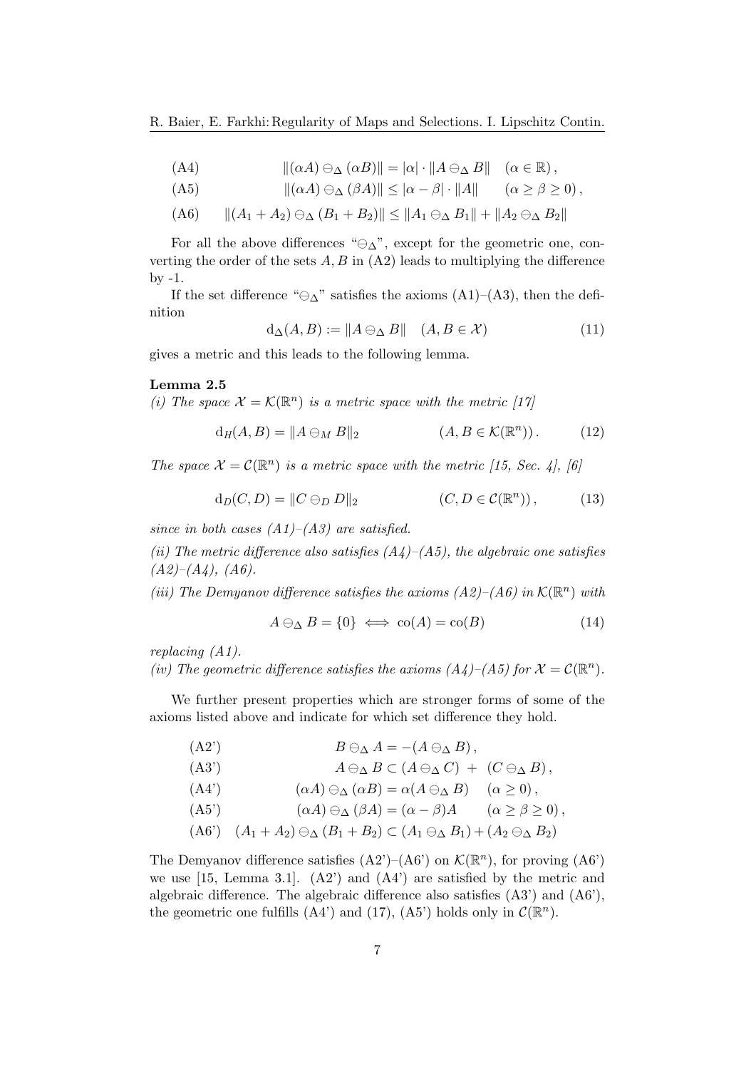$$\text{(A4)} \qquad \|(\alpha A) \ominus_\Delta (\alpha B)\| = |\alpha| \cdot \|A \ominus_\Delta B\| \quad (\alpha \in \mathbb{R}),$$

$$\text{(A5)} \qquad \|(\alpha A) \ominus_\Delta (\beta A)\| \le |\alpha - \beta| \cdot \|A\| \qquad (\alpha \ge \beta \ge 0),$$

$$\text{(A6)} \qquad \|(A_1 + A_2) \ominus_\Delta (B_1 + B_2)\| \le \|A_1 \ominus_\Delta B_1\| + \|A_2 \ominus_\Delta B_2\|$$

For all the above differences "$\ominus_\Delta$", except for the geometric one, converting the order of the sets $A, B$ in (A2) leads to multiplying the difference by -1.

If the set difference "$\ominus_\Delta$" satisfies the axioms (A1)–(A3), then the definition

$$\mathrm{d}_\Delta(A, B) := \|A \ominus_\Delta B\| \quad (A, B \in \mathcal{X}) \tag{11}$$

gives a metric and this leads to the following lemma.

**Lemma 2.5**

*(i) The space $\mathcal{X} = \mathcal{K}(\mathbb{R}^n)$ is a metric space with the metric [17]*

$$\mathrm{d}_H(A, B) = \|A \ominus_M B\|_2 \qquad\qquad (A, B \in \mathcal{K}(\mathbb{R}^n)). \tag{12}$$

*The space $\mathcal{X} = \mathcal{C}(\mathbb{R}^n)$ is a metric space with the metric [15, Sec. 4], [6]*

$$\mathrm{d}_D(C, D) = \|C \ominus_D D\|_2 \qquad\qquad (C, D \in \mathcal{C}(\mathbb{R}^n)), \tag{13}$$

*since in both cases (A1)–(A3) are satisfied.*

*(ii) The metric difference also satisfies (A4)–(A5), the algebraic one satisfies (A2)–(A4), (A6).*

*(iii) The Demyanov difference satisfies the axioms (A2)–(A6) in $\mathcal{K}(\mathbb{R}^n)$ with*

$$A \ominus_\Delta B = \{0\} \iff \mathrm{co}(A) = \mathrm{co}(B) \tag{14}$$

*replacing (A1).*

*(iv) The geometric difference satisfies the axioms (A4)–(A5) for $\mathcal{X} = \mathcal{C}(\mathbb{R}^n)$.*

We further present properties which are stronger forms of some of the axioms listed above and indicate for which set difference they hold.

$$\text{(A2')} \qquad B \ominus_\Delta A = -(A \ominus_\Delta B),$$

$$\text{(A3')} \qquad A \ominus_\Delta B \subset (A \ominus_\Delta C) \;+\; (C \ominus_\Delta B),$$

$$\text{(A4')} \qquad (\alpha A) \ominus_\Delta (\alpha B) = \alpha (A \ominus_\Delta B) \quad (\alpha \ge 0),$$

$$\text{(A5')} \qquad (\alpha A) \ominus_\Delta (\beta A) = (\alpha - \beta) A \qquad (\alpha \ge \beta \ge 0),$$

$$\text{(A6')} \quad (A_1 + A_2) \ominus_\Delta (B_1 + B_2) \subset (A_1 \ominus_\Delta B_1) + (A_2 \ominus_\Delta B_2)$$

The Demyanov difference satisfies (A2')–(A6') on $\mathcal{K}(\mathbb{R}^n)$, for proving (A6') we use [15, Lemma 3.1]. (A2') and (A4') are satisfied by the metric and algebraic difference. The algebraic difference also satisfies (A3') and (A6'), the geometric one fulfills (A4') and (17), (A5') holds only in $\mathcal{C}(\mathbb{R}^n)$.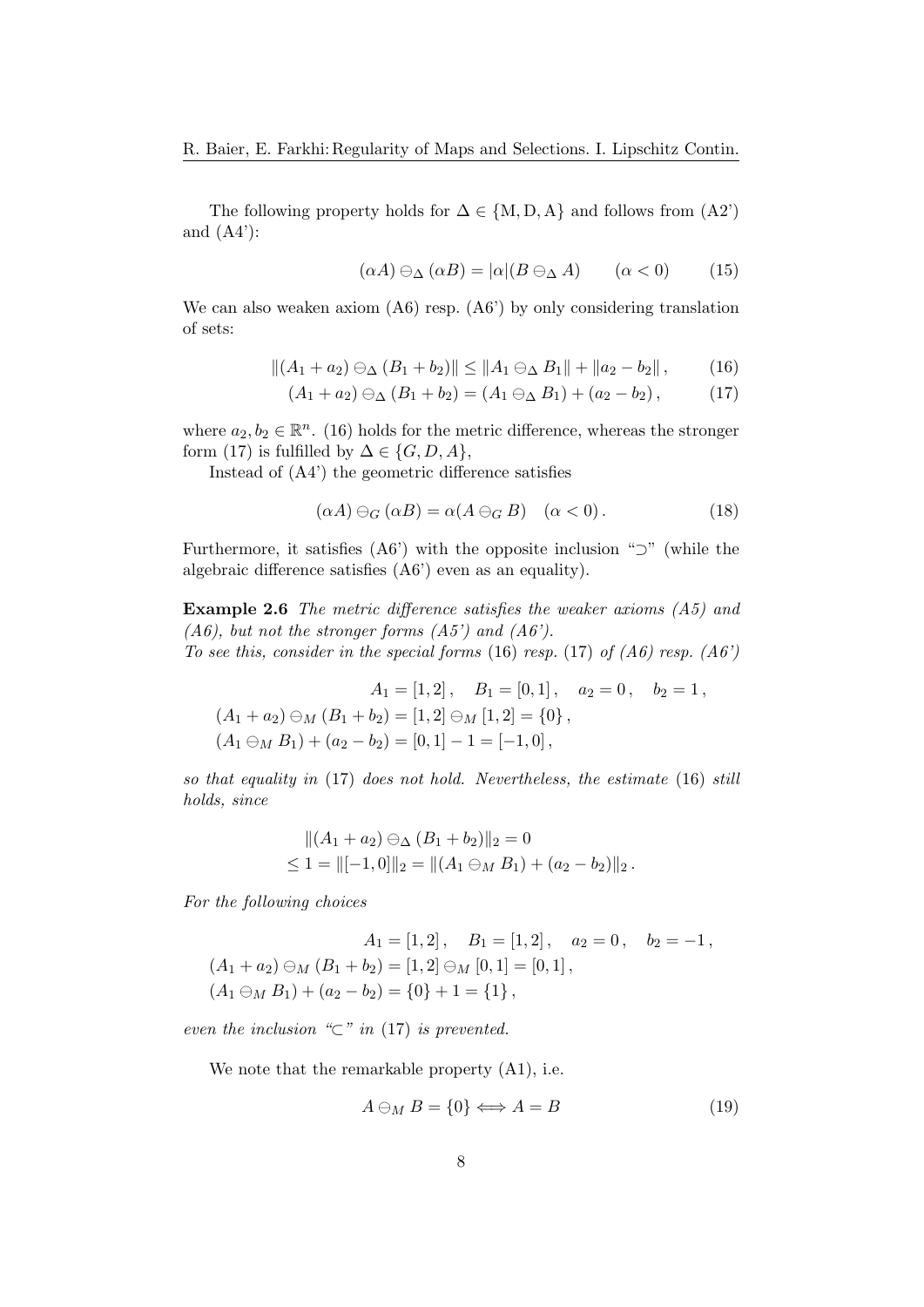The following property holds for $\Delta \in \{\mathrm{M}, \mathrm{D}, \mathrm{A}\}$ and follows from (A2') and (A4'):

$$(\alpha A) \ominus_\Delta (\alpha B) = |\alpha| (B \ominus_\Delta A) \qquad (\alpha < 0) \tag{15}$$

We can also weaken axiom (A6) resp. (A6') by only considering translation of sets:

$$\|(A_1 + a_2) \ominus_\Delta (B_1 + b_2)\| \le \|A_1 \ominus_\Delta B_1\| + \|a_2 - b_2\|\,, \tag{16}$$

$$(A_1 + a_2) \ominus_\Delta (B_1 + b_2) = (A_1 \ominus_\Delta B_1) + (a_2 - b_2)\,, \tag{17}$$

where $a_2, b_2 \in \mathbb{R}^n$. (16) holds for the metric difference, whereas the stronger form (17) is fulfilled by $\Delta \in \{G, D, A\}$,

Instead of (A4') the geometric difference satisfies

$$(\alpha A) \ominus_G (\alpha B) = \alpha (A \ominus_G B) \quad (\alpha < 0)\,. \tag{18}$$

Furthermore, it satisfies (A6') with the opposite inclusion "$\supset$" (while the algebraic difference satisfies (A6') even as an equality).

**Example 2.6** *The metric difference satisfies the weaker axioms (A5) and (A6), but not the stronger forms (A5') and (A6').*
*To see this, consider in the special forms* (16) *resp.* (17) *of (A6) resp. (A6')*

$$\begin{aligned}
&A_1 = [1,2]\,, \quad B_1 = [0,1]\,, \quad a_2 = 0\,, \quad b_2 = 1\,,\\
&(A_1 + a_2) \ominus_M (B_1 + b_2) = [1,2] \ominus_M [1,2] = \{0\}\,,\\
&(A_1 \ominus_M B_1) + (a_2 - b_2) = [0,1] - 1 = [-1,0]\,,
\end{aligned}$$

*so that equality in* (17) *does not hold. Nevertheless, the estimate* (16) *still holds, since*

$$\begin{aligned}
&\|(A_1 + a_2) \ominus_\Delta (B_1 + b_2)\|_2 = 0\\
&\le 1 = \|[-1,0]\|_2 = \|(A_1 \ominus_M B_1) + (a_2 - b_2)\|_2\,.
\end{aligned}$$

*For the following choices*

$$\begin{aligned}
&A_1 = [1,2]\,, \quad B_1 = [1,2]\,, \quad a_2 = 0\,, \quad b_2 = -1\,,\\
&(A_1 + a_2) \ominus_M (B_1 + b_2) = [1,2] \ominus_M [0,1] = [0,1]\,,\\
&(A_1 \ominus_M B_1) + (a_2 - b_2) = \{0\} + 1 = \{1\}\,,
\end{aligned}$$

*even the inclusion "$\subset$" in* (17) *is prevented.*

We note that the remarkable property (A1), i.e.

$$A \ominus_M B = \{0\} \Longleftrightarrow A = B \tag{19}$$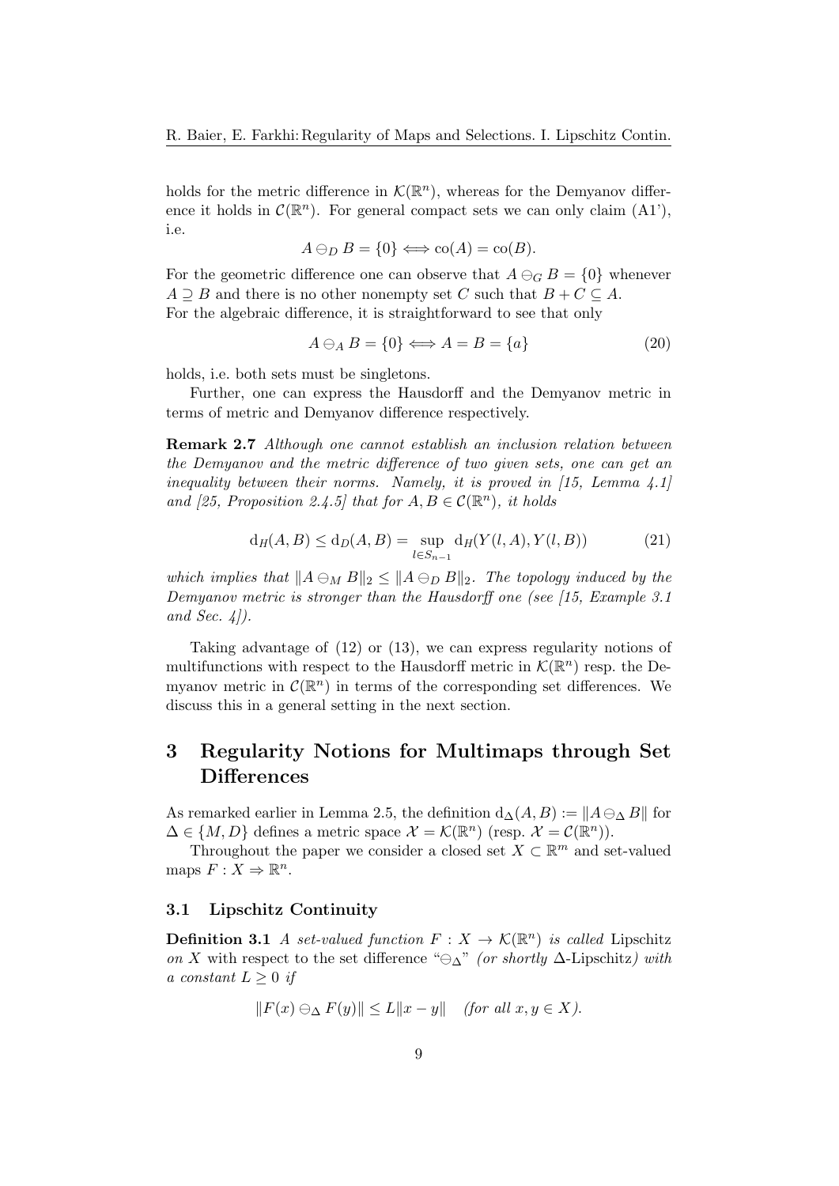holds for the metric difference in $\mathcal{K}(\mathbb{R}^n)$, whereas for the Demyanov difference it holds in $\mathcal{C}(\mathbb{R}^n)$. For general compact sets we can only claim (A1'), i.e.

$$A \ominus_D B = \{0\} \Longleftrightarrow \operatorname{co}(A) = \operatorname{co}(B).$$

For the geometric difference one can observe that $A \ominus_G B = \{0\}$ whenever $A \supseteq B$ and there is no other nonempty set $C$ such that $B + C \subseteq A$.
For the algebraic difference, it is straightforward to see that only

$$A \ominus_A B = \{0\} \Longleftrightarrow A = B = \{a\} \tag{20}$$

holds, i.e. both sets must be singletons.

Further, one can express the Hausdorff and the Demyanov metric in terms of metric and Demyanov difference respectively.

**Remark 2.7** *Although one cannot establish an inclusion relation between the Demyanov and the metric difference of two given sets, one can get an inequality between their norms. Namely, it is proved in [15, Lemma 4.1] and [25, Proposition 2.4.5] that for $A, B \in \mathcal{C}(\mathbb{R}^n)$, it holds*

$$\mathrm{d}_H(A, B) \leq \mathrm{d}_D(A, B) = \sup_{l \in S_{n-1}} \mathrm{d}_H(Y(l, A), Y(l, B)) \tag{21}$$

*which implies that $\|A \ominus_M B\|_2 \leq \|A \ominus_D B\|_2$. The topology induced by the Demyanov metric is stronger than the Hausdorff one (see [15, Example 3.1 and Sec. 4]).*

Taking advantage of (12) or (13), we can express regularity notions of multifunctions with respect to the Hausdorff metric in $\mathcal{K}(\mathbb{R}^n)$ resp. the Demyanov metric in $\mathcal{C}(\mathbb{R}^n)$ in terms of the corresponding set differences. We discuss this in a general setting in the next section.

# 3 Regularity Notions for Multimaps through Set Differences

As remarked earlier in Lemma 2.5, the definition $\mathrm{d}_\Delta(A, B) := \|A \ominus_\Delta B\|$ for $\Delta \in \{M, D\}$ defines a metric space $\mathcal{X} = \mathcal{K}(\mathbb{R}^n)$ (resp. $\mathcal{X} = \mathcal{C}(\mathbb{R}^n)$).

Throughout the paper we consider a closed set $X \subset \mathbb{R}^m$ and set-valued maps $F : X \rightrightarrows \mathbb{R}^n$.

## 3.1 Lipschitz Continuity

**Definition 3.1** *A set-valued function $F : X \to \mathcal{K}(\mathbb{R}^n)$ is called* Lipschitz *on $X$ with respect to the set difference "$\ominus_\Delta$" (or shortly $\Delta$-Lipschitz) with a constant $L \geq 0$ if*

$$\|F(x) \ominus_\Delta F(y)\| \leq L\|x - y\| \quad \textit{(for all } x, y \in X\textit{).}$$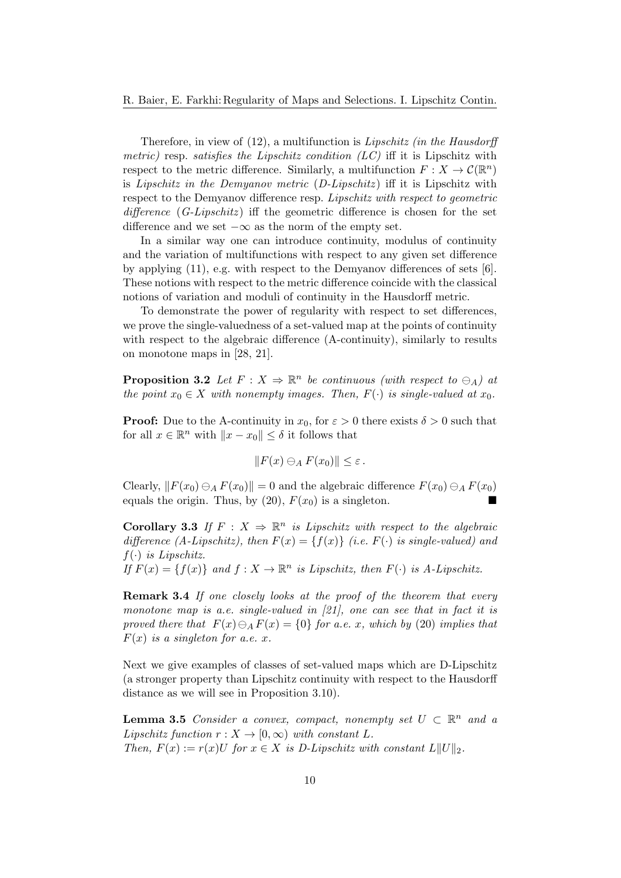Therefore, in view of (12), a multifunction is *Lipschitz (in the Hausdorff metric)* resp. *satisfies the Lipschitz condition (LC)* iff it is Lipschitz with respect to the metric difference. Similarly, a multifunction $F : X \to \mathcal{C}(\mathbb{R}^n)$ is *Lipschitz in the Demyanov metric* (*D-Lipschitz*) iff it is Lipschitz with respect to the Demyanov difference resp. *Lipschitz with respect to geometric difference* (*G-Lipschitz*) iff the geometric difference is chosen for the set difference and we set $-\infty$ as the norm of the empty set.

In a similar way one can introduce continuity, modulus of continuity and the variation of multifunctions with respect to any given set difference by applying (11), e.g. with respect to the Demyanov differences of sets [6]. These notions with respect to the metric difference coincide with the classical notions of variation and moduli of continuity in the Hausdorff metric.

To demonstrate the power of regularity with respect to set differences, we prove the single-valuedness of a set-valued map at the points of continuity with respect to the algebraic difference (A-continuity), similarly to results on monotone maps in [28, 21].

**Proposition 3.2** *Let $F : X \rightrightarrows \mathbb{R}^n$ be continuous (with respect to $\ominus_A$) at the point $x_0 \in X$ with nonempty images. Then, $F(\cdot)$ is single-valued at $x_0$.*

**Proof:** Due to the A-continuity in $x_0$, for $\varepsilon > 0$ there exists $\delta > 0$ such that for all $x \in \mathbb{R}^n$ with $\|x - x_0\| \le \delta$ it follows that

$$\|F(x) \ominus_A F(x_0)\| \le \varepsilon \,.$$

Clearly, $\|F(x_0) \ominus_A F(x_0)\| = 0$ and the algebraic difference $F(x_0) \ominus_A F(x_0)$ equals the origin. Thus, by (20), $F(x_0)$ is a singleton. ■

**Corollary 3.3** *If $F : X \rightrightarrows \mathbb{R}^n$ is Lipschitz with respect to the algebraic difference (A-Lipschitz), then $F(x) = \{f(x)\}$ (i.e. $F(\cdot)$ is single-valued) and $f(\cdot)$ is Lipschitz.*
*If $F(x) = \{f(x)\}$ and $f : X \to \mathbb{R}^n$ is Lipschitz, then $F(\cdot)$ is A-Lipschitz.*

**Remark 3.4** *If one closely looks at the proof of the theorem that every monotone map is a.e. single-valued in [21], one can see that in fact it is proved there that $F(x) \ominus_A F(x) = \{0\}$ for a.e. $x$, which by (20) implies that $F(x)$ is a singleton for a.e. $x$.*

Next we give examples of classes of set-valued maps which are D-Lipschitz (a stronger property than Lipschitz continuity with respect to the Hausdorff distance as we will see in Proposition 3.10).

**Lemma 3.5** *Consider a convex, compact, nonempty set $U \subset \mathbb{R}^n$ and a Lipschitz function $r : X \to [0, \infty)$ with constant $L$.*
*Then, $F(x) := r(x)U$ for $x \in X$ is D-Lipschitz with constant $L\|U\|_2$.*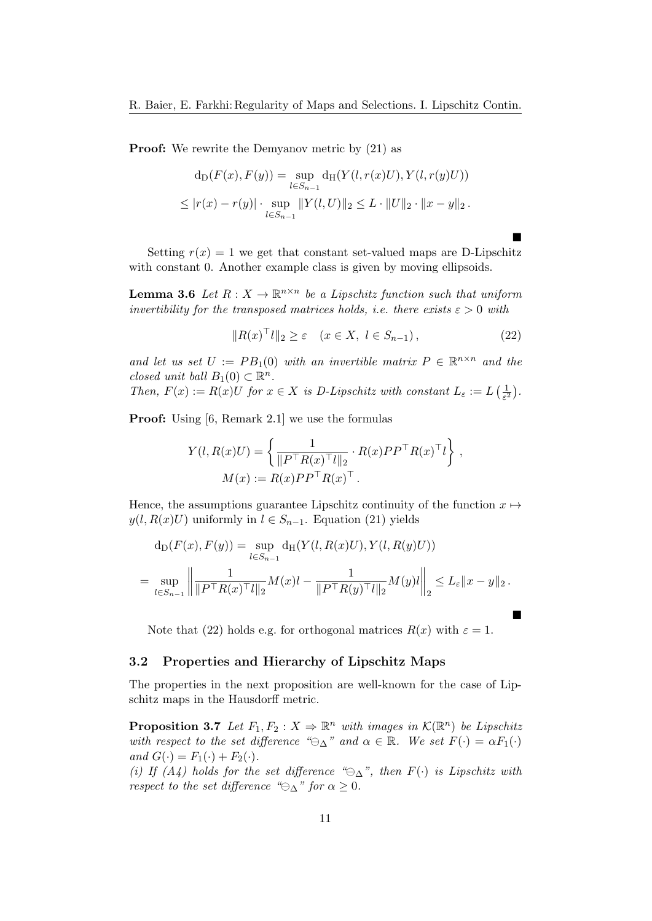**Proof:** We rewrite the Demyanov metric by (21) as

$$
\begin{aligned}
&\mathrm{d_D}(F(x), F(y)) = \sup_{l \in S_{n-1}} \mathrm{d_H}(Y(l, r(x)U), Y(l, r(y)U)) \\
&\leq |r(x) - r(y)| \cdot \sup_{l \in S_{n-1}} \|Y(l, U)\|_2 \leq L \cdot \|U\|_2 \cdot \|x - y\|_2 .
\end{aligned}
$$

■

Setting $r(x) = 1$ we get that constant set-valued maps are D-Lipschitz with constant 0. Another example class is given by moving ellipsoids.

**Lemma 3.6** *Let $R : X \to \mathbb{R}^{n \times n}$ be a Lipschitz function such that uniform invertibility for the transposed matrices holds, i.e. there exists $\varepsilon > 0$ with*

$$
\|R(x)^\top l\|_2 \geq \varepsilon \quad (x \in X,\ l \in S_{n-1}), \tag{22}
$$

*and let us set $U := PB_1(0)$ with an invertible matrix $P \in \mathbb{R}^{n \times n}$ and the closed unit ball $B_1(0) \subset \mathbb{R}^n$.*
*Then, $F(x) := R(x)U$ for $x \in X$ is D-Lipschitz with constant $L_\varepsilon := L\left(\frac{1}{\varepsilon^2}\right)$.*

**Proof:** Using [6, Remark 2.1] we use the formulas

$$
\begin{aligned}
Y(l, R(x)U) &= \left\{ \frac{1}{\|P^\top R(x)^\top l\|_2} \cdot R(x)PP^\top R(x)^\top l \right\}, \\
M(x) &:= R(x)PP^\top R(x)^\top .
\end{aligned}
$$

Hence, the assumptions guarantee Lipschitz continuity of the function $x \mapsto y(l, R(x)U)$ uniformly in $l \in S_{n-1}$. Equation (21) yields

$$
\begin{aligned}
&\mathrm{d_D}(F(x), F(y)) = \sup_{l \in S_{n-1}} \mathrm{d_H}(Y(l, R(x)U), Y(l, R(y)U)) \\
&= \sup_{l \in S_{n-1}} \left\| \frac{1}{\|P^\top R(x)^\top l\|_2} M(x)l - \frac{1}{\|P^\top R(y)^\top l\|_2} M(y)l \right\|_2 \leq L_\varepsilon \|x - y\|_2 .
\end{aligned}
$$

■

Note that (22) holds e.g. for orthogonal matrices $R(x)$ with $\varepsilon = 1$.

### 3.2 Properties and Hierarchy of Lipschitz Maps

The properties in the next proposition are well-known for the case of Lipschitz maps in the Hausdorff metric.

**Proposition 3.7** *Let $F_1, F_2 : X \rightrightarrows \mathbb{R}^n$ with images in $\mathcal{K}(\mathbb{R}^n)$ be Lipschitz with respect to the set difference "$\ominus_\Delta$" and $\alpha \in \mathbb{R}$. We set $F(\cdot) = \alpha F_1(\cdot)$ and $G(\cdot) = F_1(\cdot) + F_2(\cdot)$.*
*(i) If (A4) holds for the set difference "$\ominus_\Delta$", then $F(\cdot)$ is Lipschitz with respect to the set difference "$\ominus_\Delta$" for $\alpha \geq 0$.*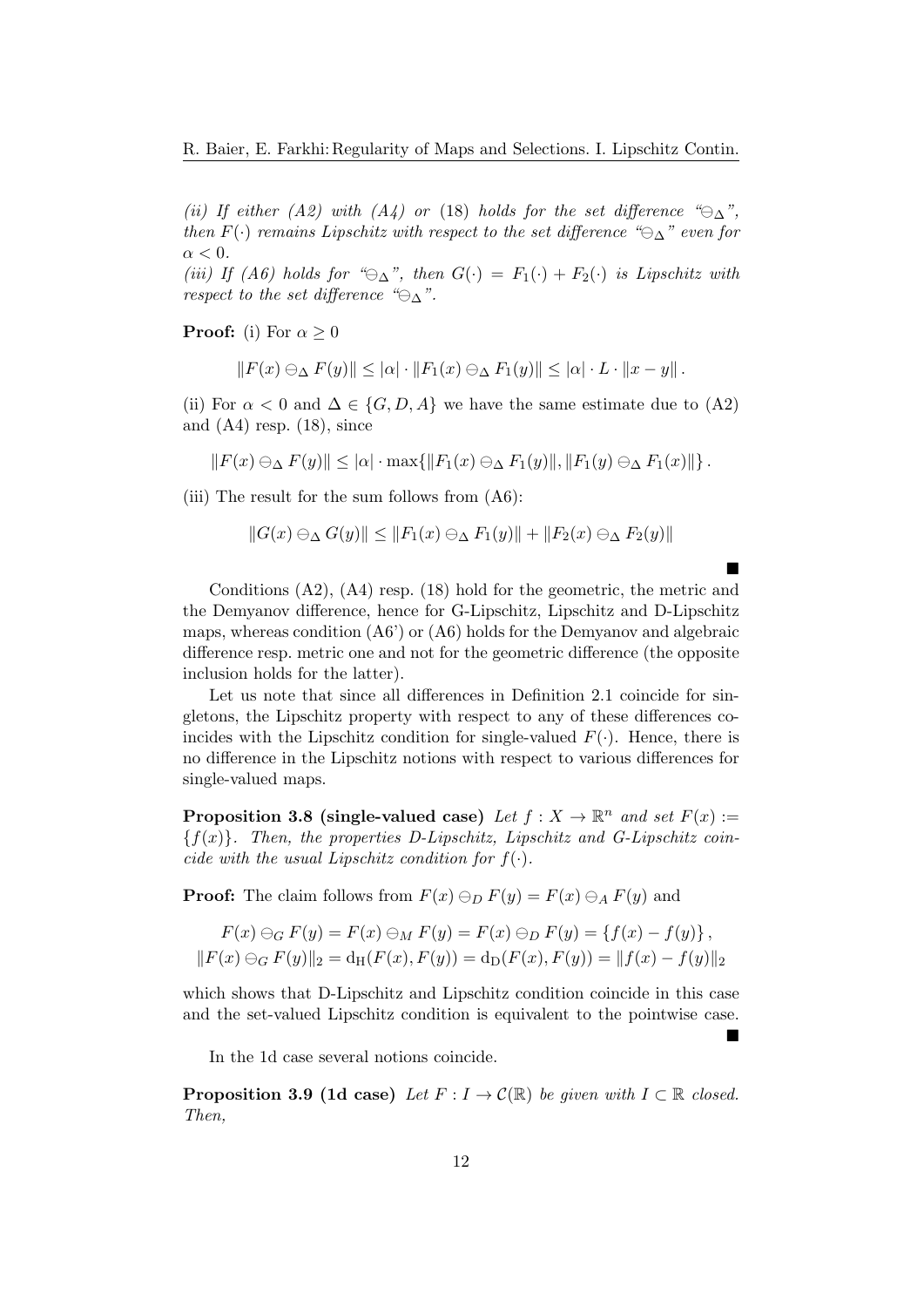*(ii) If either (A2) with (A4) or* (18) *holds for the set difference "$\ominus_\Delta$", then $F(\cdot)$ remains Lipschitz with respect to the set difference "$\ominus_\Delta$" even for $\alpha < 0$.*
*(iii) If (A6) holds for "$\ominus_\Delta$", then $G(\cdot) = F_1(\cdot) + F_2(\cdot)$ is Lipschitz with respect to the set difference "$\ominus_\Delta$".*

**Proof:** (i) For $\alpha \geq 0$

$$\|F(x) \ominus_\Delta F(y)\| \leq |\alpha| \cdot \|F_1(x) \ominus_\Delta F_1(y)\| \leq |\alpha| \cdot L \cdot \|x - y\| .$$

(ii) For $\alpha < 0$ and $\Delta \in \{G, D, A\}$ we have the same estimate due to (A2) and (A4) resp. (18), since

$$\|F(x) \ominus_\Delta F(y)\| \leq |\alpha| \cdot \max\{\|F_1(x) \ominus_\Delta F_1(y)\|, \|F_1(y) \ominus_\Delta F_1(x)\|\} .$$

(iii) The result for the sum follows from (A6):

$$\|G(x) \ominus_\Delta G(y)\| \leq \|F_1(x) \ominus_\Delta F_1(y)\| + \|F_2(x) \ominus_\Delta F_2(y)\|$$

■

Conditions (A2), (A4) resp. (18) hold for the geometric, the metric and the Demyanov difference, hence for G-Lipschitz, Lipschitz and D-Lipschitz maps, whereas condition (A6') or (A6) holds for the Demyanov and algebraic difference resp. metric one and not for the geometric difference (the opposite inclusion holds for the latter).

Let us note that since all differences in Definition 2.1 coincide for singletons, the Lipschitz property with respect to any of these differences coincides with the Lipschitz condition for single-valued $F(\cdot)$. Hence, there is no difference in the Lipschitz notions with respect to various differences for single-valued maps.

**Proposition 3.8 (single-valued case)** *Let $f : X \to \mathbb{R}^n$ and set $F(x) := \{f(x)\}$. Then, the properties D-Lipschitz, Lipschitz and G-Lipschitz coincide with the usual Lipschitz condition for $f(\cdot)$.*

**Proof:** The claim follows from $F(x) \ominus_D F(y) = F(x) \ominus_A F(y)$ and

$$F(x) \ominus_G F(y) = F(x) \ominus_M F(y) = F(x) \ominus_D F(y) = \{f(x) - f(y)\} ,$$
$$\|F(x) \ominus_G F(y)\|_2 = \mathrm{d_H}(F(x), F(y)) = \mathrm{d_D}(F(x), F(y)) = \|f(x) - f(y)\|_2$$

which shows that D-Lipschitz and Lipschitz condition coincide in this case and the set-valued Lipschitz condition is equivalent to the pointwise case.

■

In the 1d case several notions coincide.

**Proposition 3.9 (1d case)** *Let $F : I \to \mathcal{C}(\mathbb{R})$ be given with $I \subset \mathbb{R}$ closed. Then,*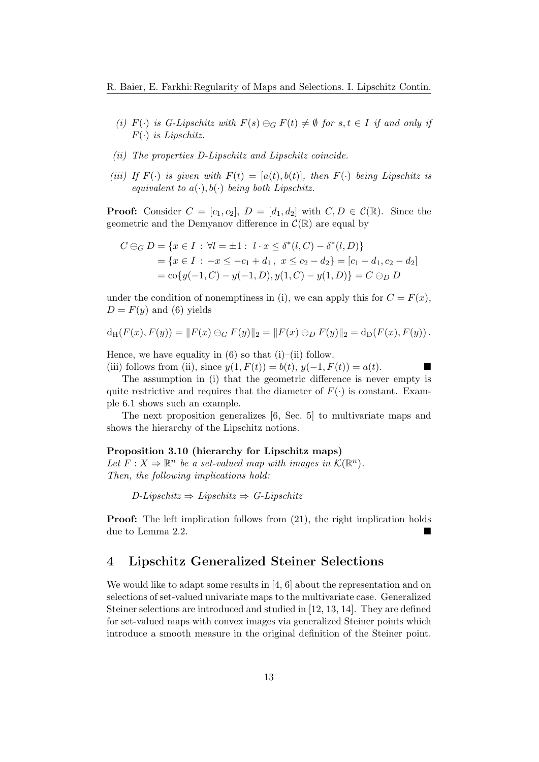*(i)* $F(\cdot)$ *is G-Lipschitz with* $F(s) \ominus_G F(t) \neq \emptyset$ *for* $s, t \in I$ *if and only if* $F(\cdot)$ *is Lipschitz.*

*(ii)* *The properties D-Lipschitz and Lipschitz coincide.*

*(iii)* *If* $F(\cdot)$ *is given with* $F(t) = [a(t), b(t)]$*, then* $F(\cdot)$ *being Lipschitz is equivalent to* $a(\cdot), b(\cdot)$ *being both Lipschitz.*

**Proof:** Consider $C = [c_1, c_2]$, $D = [d_1, d_2]$ with $C, D \in \mathcal{C}(\mathbb{R})$. Since the geometric and the Demyanov difference in $\mathcal{C}(\mathbb{R})$ are equal by

$$
\begin{aligned}
C \ominus_G D &= \{x \in I \,:\, \forall l = \pm 1 :\; l \cdot x \leq \delta^*(l, C) - \delta^*(l, D)\} \\
&= \{x \in I \,:\, -x \leq -c_1 + d_1 \,,\; x \leq c_2 - d_2\} = [c_1 - d_1, c_2 - d_2] \\
&= \operatorname{co}\{y(-1, C) - y(-1, D), y(1, C) - y(1, D)\} = C \ominus_D D
\end{aligned}
$$

under the condition of nonemptiness in (i), we can apply this for $C = F(x)$, $D = F(y)$ and (6) yields

$$
\mathrm{d_H}(F(x), F(y)) = \|F(x) \ominus_G F(y)\|_2 = \|F(x) \ominus_D F(y)\|_2 = \mathrm{d_D}(F(x), F(y)) \,.
$$

Hence, we have equality in (6) so that (i)–(ii) follow.
(iii) follows from (ii), since $y(1, F(t)) = b(t)$, $y(-1, F(t)) = a(t)$. ■

The assumption in (i) that the geometric difference is never empty is quite restrictive and requires that the diameter of $F(\cdot)$ is constant. Example 6.1 shows such an example.

The next proposition generalizes [6, Sec. 5] to multivariate maps and shows the hierarchy of the Lipschitz notions.

**Proposition 3.10 (hierarchy for Lipschitz maps)**
*Let* $F : X \Rightarrow \mathbb{R}^n$ *be a set-valued map with images in* $\mathcal{K}(\mathbb{R}^n)$*.*
*Then, the following implications hold:*

*D-Lipschitz* $\Rightarrow$ *Lipschitz* $\Rightarrow$ *G-Lipschitz*

**Proof:** The left implication follows from (21), the right implication holds due to Lemma 2.2. ■

## 4 Lipschitz Generalized Steiner Selections

We would like to adapt some results in [4, 6] about the representation and on selections of set-valued univariate maps to the multivariate case. Generalized Steiner selections are introduced and studied in [12, 13, 14]. They are defined for set-valued maps with convex images via generalized Steiner points which introduce a smooth measure in the original definition of the Steiner point.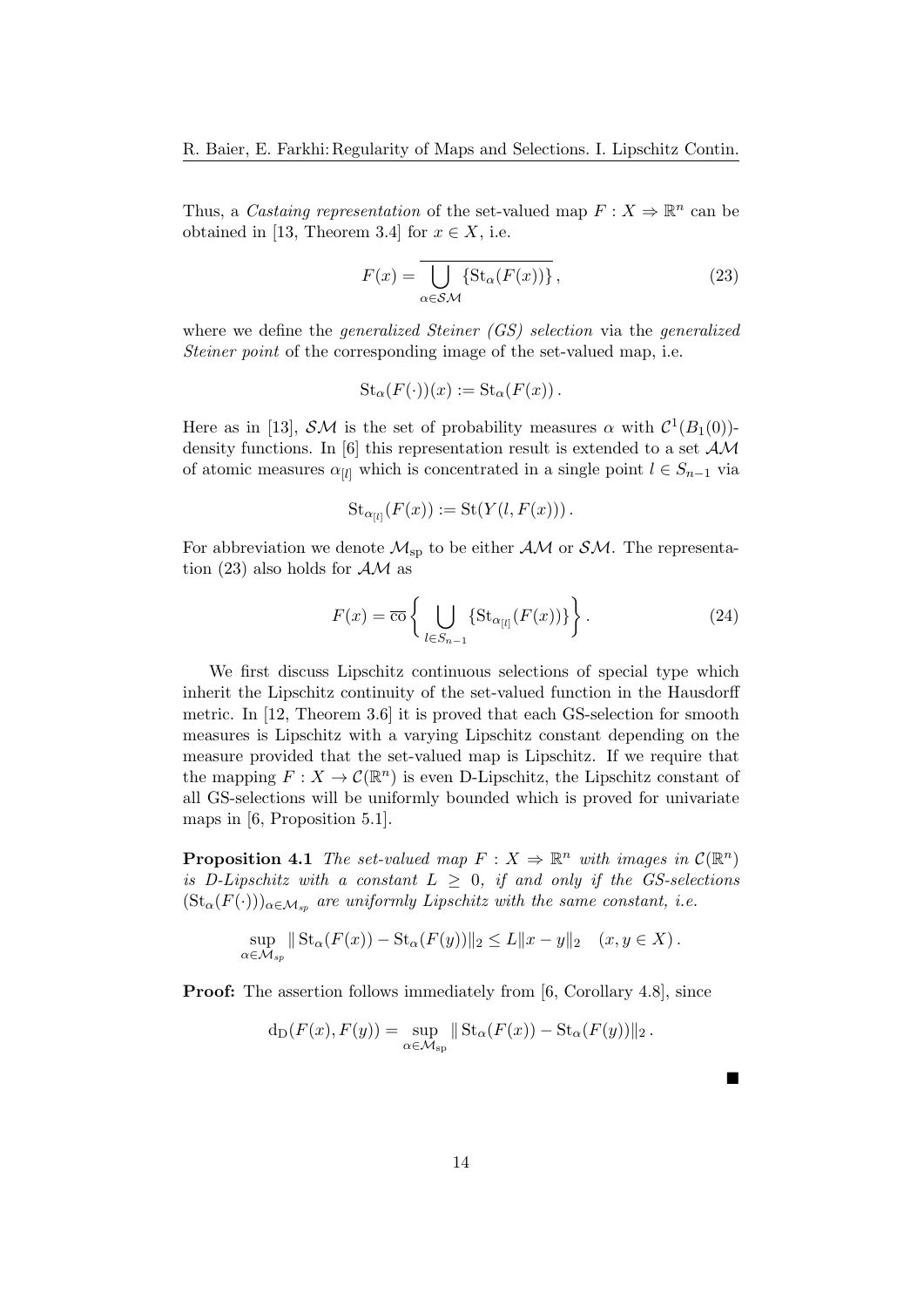Thus, a *Castaing representation* of the set-valued map $F : X \Rightarrow \mathbb{R}^n$ can be obtained in [13, Theorem 3.4] for $x \in X$, i.e.

$$F(x) = \overline{\bigcup_{\alpha \in \mathcal{SM}} \{\mathrm{St}_\alpha(F(x))\}}, \tag{23}$$

where we define the *generalized Steiner (GS) selection* via the *generalized Steiner point* of the corresponding image of the set-valued map, i.e.

$$\mathrm{St}_\alpha(F(\cdot))(x) := \mathrm{St}_\alpha(F(x)).$$

Here as in [13], $\mathcal{SM}$ is the set of probability measures $\alpha$ with $\mathcal{C}^1(B_1(0))$-density functions. In [6] this representation result is extended to a set $\mathcal{AM}$ of atomic measures $\alpha_{[l]}$ which is concentrated in a single point $l \in S_{n-1}$ via

$$\mathrm{St}_{\alpha_{[l]}}(F(x)) := \mathrm{St}(Y(l, F(x))).$$

For abbreviation we denote $\mathcal{M}_{\mathrm{sp}}$ to be either $\mathcal{AM}$ or $\mathcal{SM}$. The representation (23) also holds for $\mathcal{AM}$ as

$$F(x) = \overline{\mathrm{co}} \left\{ \bigcup_{l \in S_{n-1}} \{\mathrm{St}_{\alpha_{[l]}}(F(x))\} \right\}. \tag{24}$$

We first discuss Lipschitz continuous selections of special type which inherit the Lipschitz continuity of the set-valued function in the Hausdorff metric. In [12, Theorem 3.6] it is proved that each GS-selection for smooth measures is Lipschitz with a varying Lipschitz constant depending on the measure provided that the set-valued map is Lipschitz. If we require that the mapping $F : X \to \mathcal{C}(\mathbb{R}^n)$ is even D-Lipschitz, the Lipschitz constant of all GS-selections will be uniformly bounded which is proved for univariate maps in [6, Proposition 5.1].

**Proposition 4.1** *The set-valued map $F : X \Rightarrow \mathbb{R}^n$ with images in $\mathcal{C}(\mathbb{R}^n)$ is D-Lipschitz with a constant $L \geq 0$, if and only if the GS-selections $(\mathrm{St}_\alpha(F(\cdot)))_{\alpha \in \mathcal{M}_{sp}}$ are uniformly Lipschitz with the same constant, i.e.*

$$\sup_{\alpha \in \mathcal{M}_{sp}} \| \mathrm{St}_\alpha(F(x)) - \mathrm{St}_\alpha(F(y)) \|_2 \leq L \|x - y\|_2 \quad (x, y \in X).$$

**Proof:** The assertion follows immediately from [6, Corollary 4.8], since

$$\mathrm{d}_{\mathrm{D}}(F(x), F(y)) = \sup_{\alpha \in \mathcal{M}_{\mathrm{sp}}} \| \mathrm{St}_\alpha(F(x)) - \mathrm{St}_\alpha(F(y)) \|_2.$$

■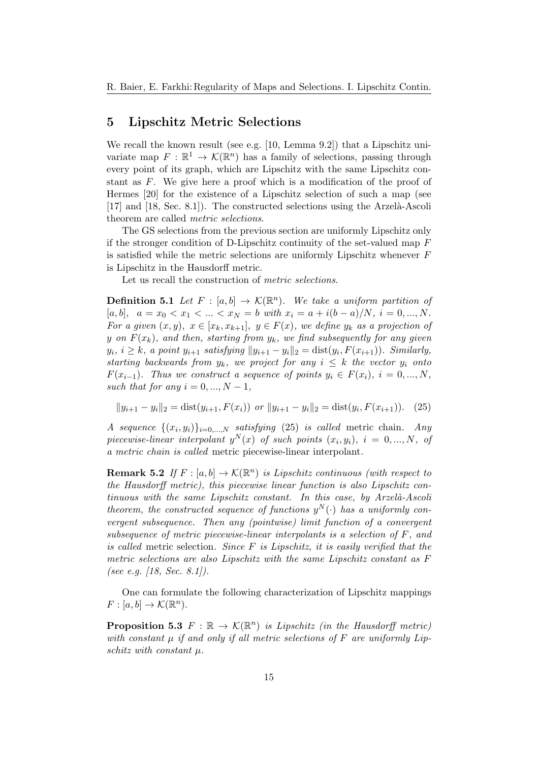## 5 Lipschitz Metric Selections

We recall the known result (see e.g. [10, Lemma 9.2]) that a Lipschitz univariate map $F : \mathbb{R}^1 \to \mathcal{K}(\mathbb{R}^n)$ has a family of selections, passing through every point of its graph, which are Lipschitz with the same Lipschitz constant as $F$. We give here a proof which is a modification of the proof of Hermes [20] for the existence of a Lipschitz selection of such a map (see [17] and [18, Sec. 8.1]). The constructed selections using the Arzelà-Ascoli theorem are called *metric selections*.

The GS selections from the previous section are uniformly Lipschitz only if the stronger condition of D-Lipschitz continuity of the set-valued map $F$ is satisfied while the metric selections are uniformly Lipschitz whenever $F$ is Lipschitz in the Hausdorff metric.

Let us recall the construction of *metric selections*.

**Definition 5.1** *Let $F : [a, b] \to \mathcal{K}(\mathbb{R}^n)$. We take a uniform partition of $[a, b]$, $a = x_0 < x_1 < ... < x_N = b$ with $x_i = a + i(b - a)/N$, $i = 0, ..., N$. For a given $(x, y)$, $x \in [x_k, x_{k+1}]$, $y \in F(x)$, we define $y_k$ as a projection of $y$ on $F(x_k)$, and then, starting from $y_k$, we find subsequently for any given $y_i$, $i \geq k$, a point $y_{i+1}$ satisfying $\|y_{i+1} - y_i\|_2 = \mathrm{dist}(y_i, F(x_{i+1}))$. Similarly, starting backwards from $y_k$, we project for any $i \leq k$ the vector $y_i$ onto $F(x_{i-1})$. Thus we construct a sequence of points $y_i \in F(x_i)$, $i = 0, ..., N$, such that for any $i = 0, ..., N - 1$,*

$$\|y_{i+1} - y_i\|_2 = \mathrm{dist}(y_{i+1}, F(x_i)) \ \text{ or } \ \|y_{i+1} - y_i\|_2 = \mathrm{dist}(y_i, F(x_{i+1})). \quad (25)$$

*A sequence $\{(x_i, y_i)\}_{i=0,...,N}$ satisfying (25) is called* metric chain. *Any piecewise-linear interpolant $y^N(x)$ of such points $(x_i, y_i)$, $i = 0, ..., N$, of a metric chain is called* metric piecewise-linear interpolant.

**Remark 5.2** *If $F : [a, b] \to \mathcal{K}(\mathbb{R}^n)$ is Lipschitz continuous (with respect to the Hausdorff metric), this piecewise linear function is also Lipschitz continuous with the same Lipschitz constant. In this case, by Arzelà-Ascoli theorem, the constructed sequence of functions $y^N(\cdot)$ has a uniformly convergent subsequence. Then any (pointwise) limit function of a convergent subsequence of metric piecewise-linear interpolants is a selection of $F$, and is called* metric selection. *Since $F$ is Lipschitz, it is easily verified that the metric selections are also Lipschitz with the same Lipschitz constant as $F$ (see e.g. [18, Sec. 8.1]).*

One can formulate the following characterization of Lipschitz mappings $F : [a, b] \to \mathcal{K}(\mathbb{R}^n)$.

**Proposition 5.3** *$F : \mathbb{R} \to \mathcal{K}(\mathbb{R}^n)$ is Lipschitz (in the Hausdorff metric) with constant $\mu$ if and only if all metric selections of $F$ are uniformly Lipschitz with constant $\mu$.*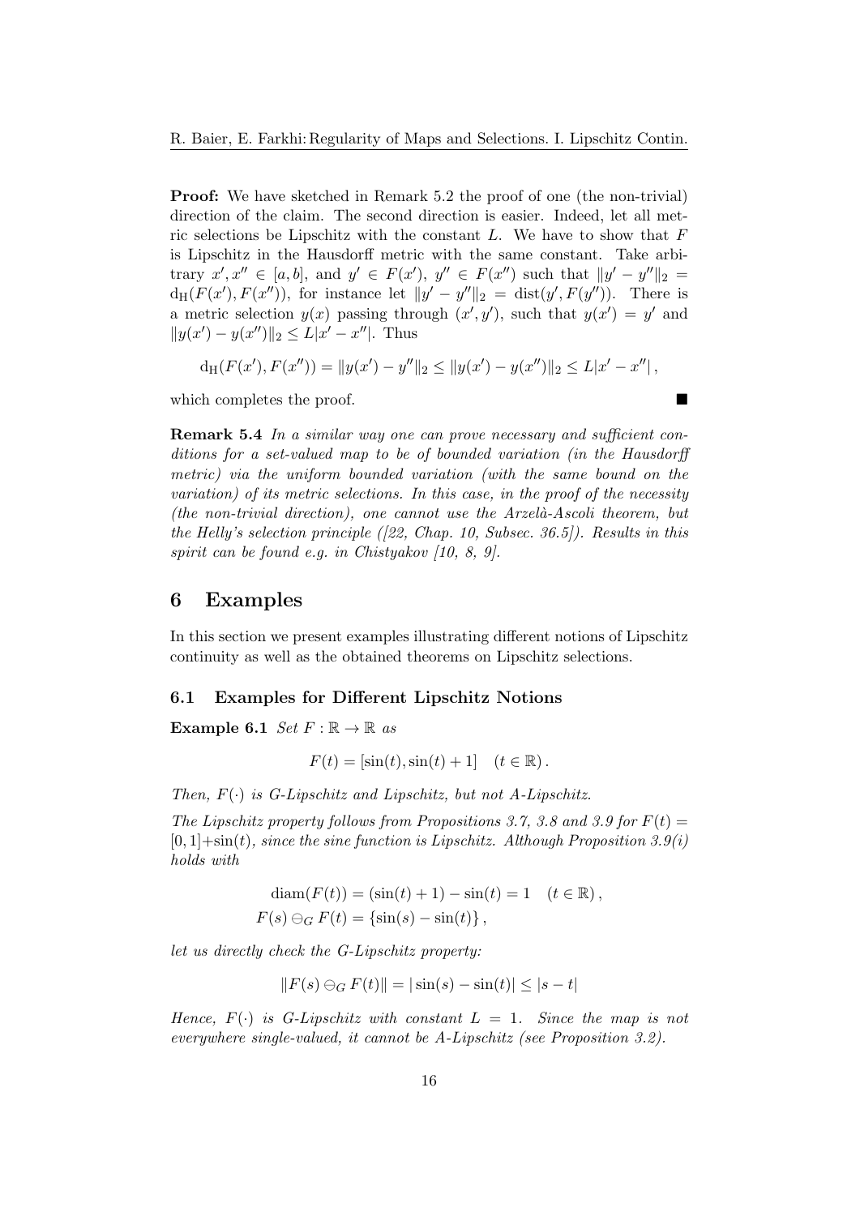**Proof:** We have sketched in Remark 5.2 the proof of one (the non-trivial) direction of the claim. The second direction is easier. Indeed, let all metric selections be Lipschitz with the constant $L$. We have to show that $F$ is Lipschitz in the Hausdorff metric with the same constant. Take arbitrary $x', x'' \in [a,b]$, and $y' \in F(x')$, $y'' \in F(x'')$ such that $\|y' - y''\|_2 = \mathrm{d_H}(F(x'), F(x''))$, for instance let $\|y' - y''\|_2 = \mathrm{dist}(y', F(y''))$. There is a metric selection $y(x)$ passing through $(x', y')$, such that $y(x') = y'$ and $\|y(x') - y(x'')\|_2 \leq L|x' - x''|$. Thus

$$\mathrm{d_H}(F(x'), F(x'')) = \|y(x') - y''\|_2 \leq \|y(x') - y(x'')\|_2 \leq L|x' - x''|\,,$$

which completes the proof. ■

**Remark 5.4** *In a similar way one can prove necessary and sufficient conditions for a set-valued map to be of bounded variation (in the Hausdorff metric) via the uniform bounded variation (with the same bound on the variation) of its metric selections. In this case, in the proof of the necessity (the non-trivial direction), one cannot use the Arzelà-Ascoli theorem, but the Helly's selection principle ([22, Chap. 10, Subsec. 36.5]). Results in this spirit can be found e.g. in Chistyakov [10, 8, 9].*

# 6 Examples

In this section we present examples illustrating different notions of Lipschitz continuity as well as the obtained theorems on Lipschitz selections.

## 6.1 Examples for Different Lipschitz Notions

**Example 6.1** *Set* $F : \mathbb{R} \to \mathbb{R}$ *as*

$$F(t) = [\sin(t), \sin(t) + 1] \quad (t \in \mathbb{R})\,.$$

*Then,* $F(\cdot)$ *is G-Lipschitz and Lipschitz, but not A-Lipschitz.*

*The Lipschitz property follows from Propositions 3.7, 3.8 and 3.9 for* $F(t) = [0,1] + \sin(t)$*, since the sine function is Lipschitz. Although Proposition 3.9(i) holds with*

$$\begin{aligned}
\mathrm{diam}(F(t)) &= (\sin(t) + 1) - \sin(t) = 1 \quad (t \in \mathbb{R})\,, \\
F(s) \ominus_G F(t) &= \{\sin(s) - \sin(t)\}\,,
\end{aligned}$$

*let us directly check the G-Lipschitz property:*

$$\|F(s) \ominus_G F(t)\| = |\sin(s) - \sin(t)| \leq |s - t|$$

*Hence,* $F(\cdot)$ *is G-Lipschitz with constant* $L = 1$*. Since the map is not everywhere single-valued, it cannot be A-Lipschitz (see Proposition 3.2).*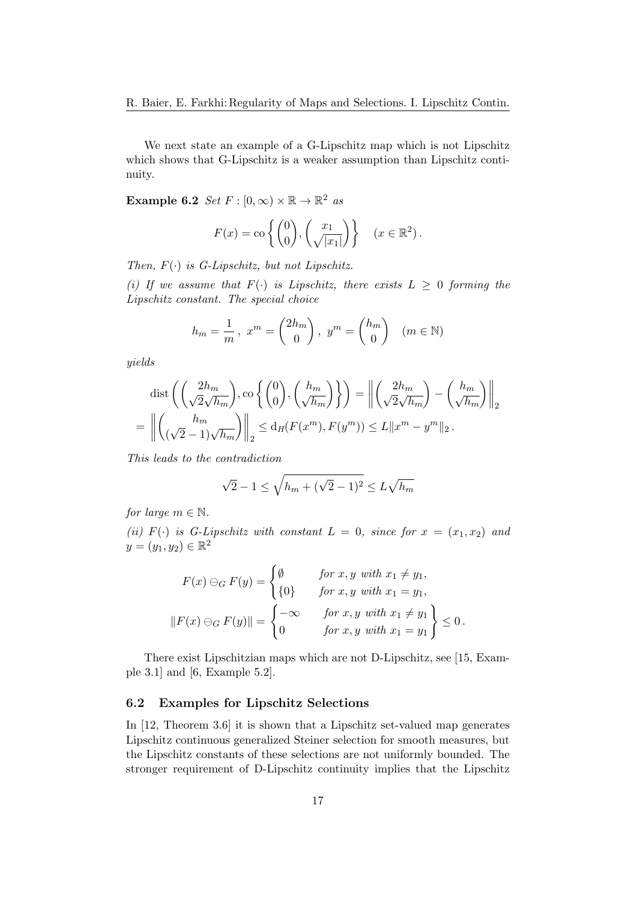We next state an example of a G-Lipschitz map which is not Lipschitz which shows that G-Lipschitz is a weaker assumption than Lipschitz continuity.

**Example 6.2** *Set* $F : [0, \infty) \times \mathbb{R} \to \mathbb{R}^2$ *as*

$$F(x) = \operatorname{co}\left\{ \begin{pmatrix} 0 \\ 0 \end{pmatrix}, \begin{pmatrix} x_1 \\ \sqrt{|x_1|} \end{pmatrix} \right\} \quad (x \in \mathbb{R}^2)\,.$$

*Then,* $F(\cdot)$ *is G-Lipschitz, but not Lipschitz.*

*(i) If we assume that* $F(\cdot)$ *is Lipschitz, there exists* $L \geq 0$ *forming the Lipschitz constant. The special choice*

$$h_m = \frac{1}{m}\,,\ x^m = \begin{pmatrix} 2h_m \\ 0 \end{pmatrix},\ y^m = \begin{pmatrix} h_m \\ 0 \end{pmatrix} \quad (m \in \mathbb{N})$$

*yields*

$$\begin{aligned}
&\operatorname{dist}\left( \begin{pmatrix} 2h_m \\ \sqrt{2}\sqrt{h_m} \end{pmatrix}, \operatorname{co}\left\{ \begin{pmatrix} 0 \\ 0 \end{pmatrix}, \begin{pmatrix} h_m \\ \sqrt{h_m} \end{pmatrix} \right\} \right) = \left\| \begin{pmatrix} 2h_m \\ \sqrt{2}\sqrt{h_m} \end{pmatrix} - \begin{pmatrix} h_m \\ \sqrt{h_m} \end{pmatrix} \right\|_2 \\
= &\left\| \begin{pmatrix} h_m \\ (\sqrt{2}-1)\sqrt{h_m} \end{pmatrix} \right\|_2 \leq \mathrm{d}_H(F(x^m), F(y^m)) \leq L \|x^m - y^m\|_2\,.
\end{aligned}$$

*This leads to the contradiction*

$$\sqrt{2} - 1 \leq \sqrt{h_m + (\sqrt{2}-1)^2} \leq L\sqrt{h_m}$$

*for large* $m \in \mathbb{N}$.

*(ii)* $F(\cdot)$ *is G-Lipschitz with constant* $L = 0$*, since for* $x = (x_1, x_2)$ *and* $y = (y_1, y_2) \in \mathbb{R}^2$

$$\begin{aligned}
F(x) \ominus_G F(y) &= \begin{cases} \emptyset & \text{for } x, y \text{ with } x_1 \neq y_1, \\ \{0\} & \text{for } x, y \text{ with } x_1 = y_1, \end{cases} \\
\|F(x) \ominus_G F(y)\| &= \left. \begin{cases} -\infty & \text{for } x, y \text{ with } x_1 \neq y_1 \\ 0 & \text{for } x, y \text{ with } x_1 = y_1 \end{cases} \right\} \leq 0\,.
\end{aligned}$$

There exist Lipschitzian maps which are not D-Lipschitz, see [15, Example 3.1] and [6, Example 5.2].

### 6.2 Examples for Lipschitz Selections

In [12, Theorem 3.6] it is shown that a Lipschitz set-valued map generates Lipschitz continuous generalized Steiner selection for smooth measures, but the Lipschitz constants of these selections are not uniformly bounded. The stronger requirement of D-Lipschitz continuity implies that the Lipschitz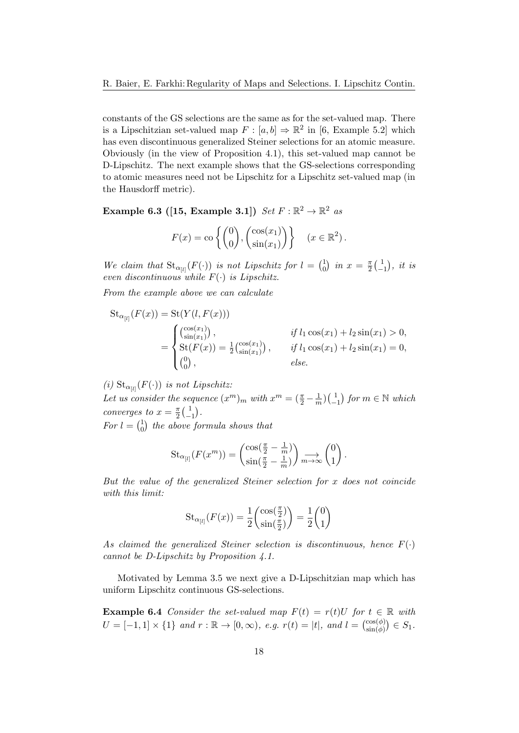constants of the GS selections are the same as for the set-valued map. There is a Lipschitzian set-valued map $F : [a, b] \rightrightarrows \mathbb{R}^2$ in [6, Example 5.2] which has even discontinuous generalized Steiner selections for an atomic measure. Obviously (in the view of Proposition 4.1), this set-valued map cannot be D-Lipschitz. The next example shows that the GS-selections corresponding to atomic measures need not be Lipschitz for a Lipschitz set-valued map (in the Hausdorff metric).

**Example 6.3 ([15, Example 3.1])** *Set* $F : \mathbb{R}^2 \to \mathbb{R}^2$ *as*

$$F(x) = \operatorname{co}\left\{ \begin{pmatrix} 0 \\ 0 \end{pmatrix}, \begin{pmatrix} \cos(x_1) \\ \sin(x_1) \end{pmatrix} \right\} \quad (x \in \mathbb{R}^2).$$

*We claim that* $\operatorname{St}_{\alpha_{[l]}}(F(\cdot))$ *is not Lipschitz for* $l = \binom{1}{0}$ *in* $x = \frac{\pi}{2}\binom{1}{-1}$*, it is even discontinuous while* $F(\cdot)$ *is Lipschitz.*

*From the example above we can calculate*

$$\begin{aligned}
\operatorname{St}_{\alpha_{[l]}}(F(x)) &= \operatorname{St}(Y(l, F(x))) \\
&= \begin{cases} \binom{\cos(x_1)}{\sin(x_1)}, & \text{if } l_1 \cos(x_1) + l_2 \sin(x_1) > 0, \\ \operatorname{St}(F(x)) = \frac{1}{2}\binom{\cos(x_1)}{\sin(x_1)}, & \text{if } l_1 \cos(x_1) + l_2 \sin(x_1) = 0, \\ \binom{0}{0}, & \text{else.} \end{cases}
\end{aligned}$$

*(i)* $\operatorname{St}_{\alpha_{[l]}}(F(\cdot))$ *is not Lipschitz:*
*Let us consider the sequence* $(x^m)_m$ *with* $x^m = (\frac{\pi}{2} - \frac{1}{m})\binom{1}{-1}$ *for* $m \in \mathbb{N}$ *which converges to* $x = \frac{\pi}{2}\binom{1}{-1}$.
*For* $l = \binom{1}{0}$ *the above formula shows that*

$$\operatorname{St}_{\alpha_{[l]}}(F(x^m)) = \begin{pmatrix} \cos(\frac{\pi}{2} - \frac{1}{m}) \\ \sin(\frac{\pi}{2} - \frac{1}{m}) \end{pmatrix} \underset{m \to \infty}{\longrightarrow} \begin{pmatrix} 0 \\ 1 \end{pmatrix}.$$

*But the value of the generalized Steiner selection for* $x$ *does not coincide with this limit:*

$$\operatorname{St}_{\alpha_{[l]}}(F(x)) = \frac{1}{2}\begin{pmatrix} \cos(\frac{\pi}{2}) \\ \sin(\frac{\pi}{2}) \end{pmatrix} = \frac{1}{2}\begin{pmatrix} 0 \\ 1 \end{pmatrix}$$

*As claimed the generalized Steiner selection is discontinuous, hence* $F(\cdot)$ *cannot be D-Lipschitz by Proposition 4.1.*

Motivated by Lemma 3.5 we next give a D-Lipschitzian map which has uniform Lipschitz continuous GS-selections.

**Example 6.4** *Consider the set-valued map* $F(t) = r(t)U$ *for* $t \in \mathbb{R}$ *with* $U = [-1, 1] \times \{1\}$ *and* $r : \mathbb{R} \to [0, \infty)$*, e.g.* $r(t) = |t|$*, and* $l = \binom{\cos(\phi)}{\sin(\phi)} \in S_1$.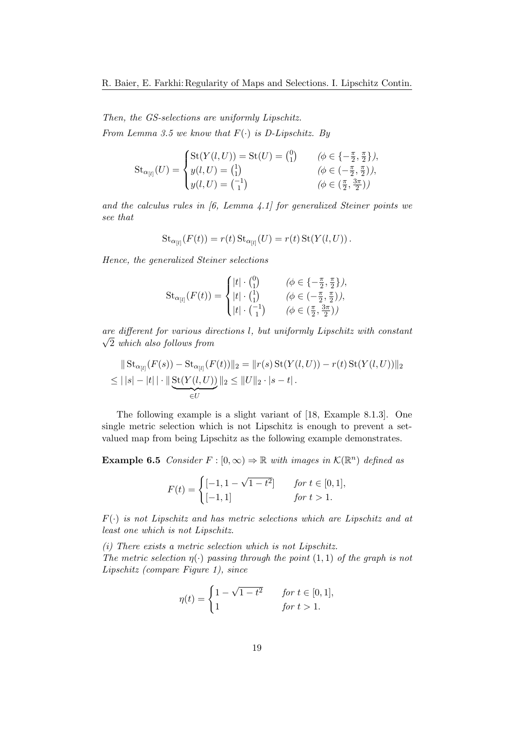*Then, the GS-selections are uniformly Lipschitz.*

*From Lemma 3.5 we know that $F(\cdot)$ is D-Lipschitz. By*

$$\mathrm{St}_{\alpha_{[l]}}(U) = \begin{cases} \mathrm{St}(Y(l,U)) = \mathrm{St}(U) = \binom{0}{1} & (\phi \in \{-\frac{\pi}{2}, \frac{\pi}{2}\}), \\ y(l,U) = \binom{1}{1} & (\phi \in (-\frac{\pi}{2}, \frac{\pi}{2})), \\ y(l,U) = \binom{-1}{1} & (\phi \in (\frac{\pi}{2}, \frac{3\pi}{2})) \end{cases}$$

*and the calculus rules in [6, Lemma 4.1] for generalized Steiner points we see that*

$$\mathrm{St}_{\alpha_{[l]}}(F(t)) = r(t)\,\mathrm{St}_{\alpha_{[l]}}(U) = r(t)\,\mathrm{St}(Y(l,U)) \,.$$

*Hence, the generalized Steiner selections*

$$\mathrm{St}_{\alpha_{[l]}}(F(t)) = \begin{cases} |t| \cdot \binom{0}{1} & (\phi \in \{-\frac{\pi}{2}, \frac{\pi}{2}\}), \\ |t| \cdot \binom{1}{1} & (\phi \in (-\frac{\pi}{2}, \frac{\pi}{2})), \\ |t| \cdot \binom{-1}{1} & (\phi \in (\frac{\pi}{2}, \frac{3\pi}{2})) \end{cases}$$

*are different for various directions $l$, but uniformly Lipschitz with constant $\sqrt{2}$ which also follows from*

$$\begin{aligned} &\| \mathrm{St}_{\alpha_{[l]}}(F(s)) - \mathrm{St}_{\alpha_{[l]}}(F(t)) \|_2 = \| r(s)\,\mathrm{St}(Y(l,U)) - r(t)\,\mathrm{St}(Y(l,U)) \|_2 \\ &\leq |\,|s| - |t|\,| \cdot \| \underbrace{\mathrm{St}(Y(l,U))}_{\in U} \|_2 \leq \|U\|_2 \cdot |s-t| \,. \end{aligned}$$

The following example is a slight variant of [18, Example 8.1.3]. One single metric selection which is not Lipschitz is enough to prevent a set-valued map from being Lipschitz as the following example demonstrates.

**Example 6.5** *Consider $F : [0,\infty) \Rightarrow \mathbb{R}$ with images in $\mathcal{K}(\mathbb{R}^n)$ defined as*

$$F(t) = \begin{cases} [-1, 1 - \sqrt{1-t^2}] & \text{for } t \in [0,1], \\ [-1, 1] & \text{for } t > 1. \end{cases}$$

*$F(\cdot)$ is not Lipschitz and has metric selections which are Lipschitz and at least one which is not Lipschitz.*

*(i) There exists a metric selection which is not Lipschitz.*
*The metric selection $\eta(\cdot)$ passing through the point $(1,1)$ of the graph is not Lipschitz (compare Figure 1), since*

$$\eta(t) = \begin{cases} 1 - \sqrt{1-t^2} & \text{for } t \in [0,1], \\ 1 & \text{for } t > 1. \end{cases}$$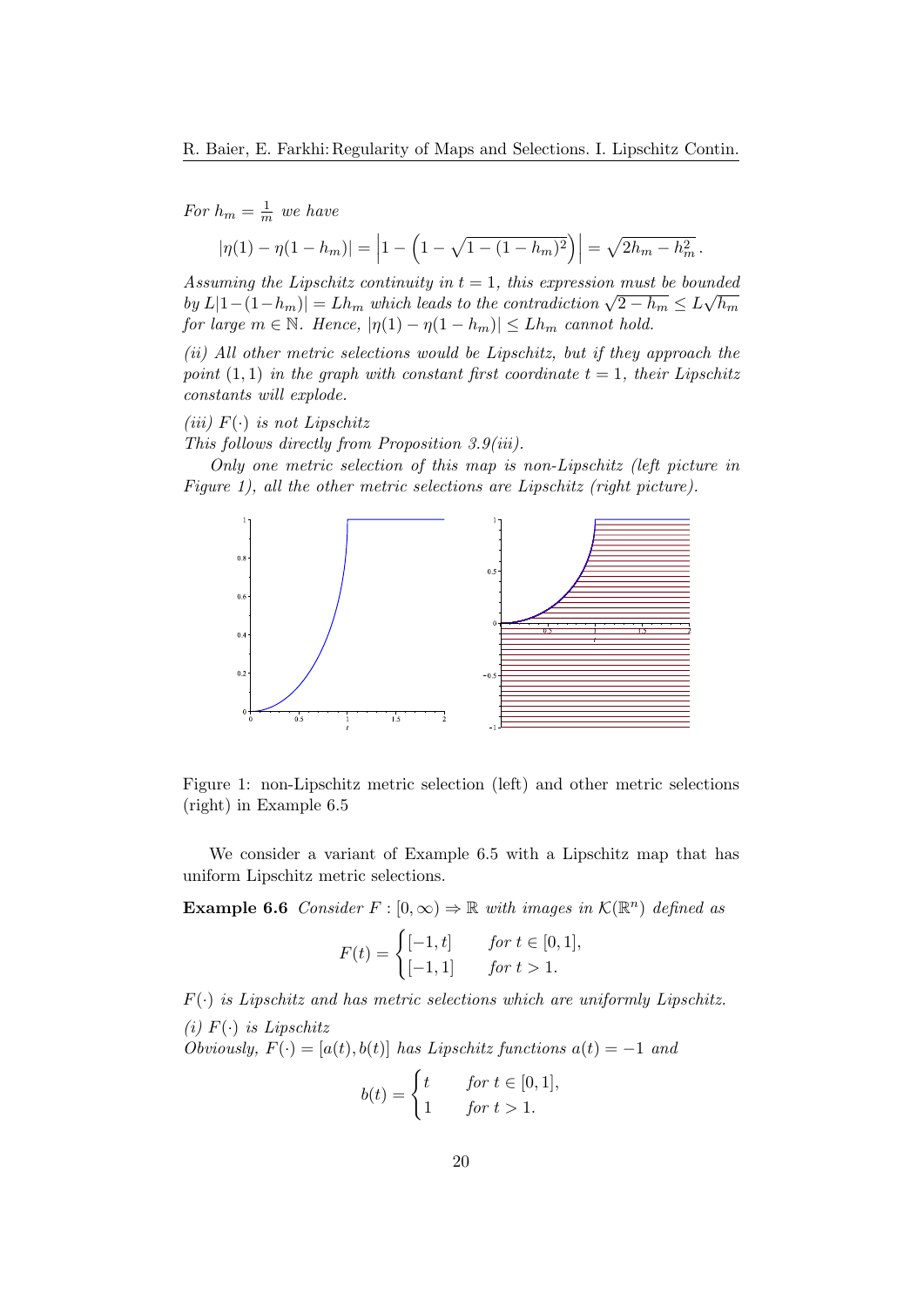*For $h_m = \frac{1}{m}$ we have*

$$|\eta(1) - \eta(1 - h_m)| = \left|1 - \left(1 - \sqrt{1 - (1 - h_m)^2}\right)\right| = \sqrt{2h_m - h_m^2}\,.$$

*Assuming the Lipschitz continuity in $t = 1$, this expression must be bounded by $L|1-(1-h_m)| = Lh_m$ which leads to the contradiction $\sqrt{2 - h_m} \le L\sqrt{h_m}$ for large $m \in \mathbb{N}$. Hence, $|\eta(1) - \eta(1 - h_m)| \le Lh_m$ cannot hold.*

*(ii) All other metric selections would be Lipschitz, but if they approach the point $(1, 1)$ in the graph with constant first coordinate $t = 1$, their Lipschitz constants will explode.*

*(iii) $F(\cdot)$ is not Lipschitz*
*This follows directly from Proposition 3.9(iii).*

*Only one metric selection of this map is non-Lipschitz (left picture in Figure 1), all the other metric selections are Lipschitz (right picture).*

Figure 1: non-Lipschitz metric selection (left) and other metric selections (right) in Example 6.5

We consider a variant of Example 6.5 with a Lipschitz map that has uniform Lipschitz metric selections.

**Example 6.6** *Consider $F : [0, \infty) \Rightarrow \mathbb{R}$ with images in $\mathcal{K}(\mathbb{R}^n)$ defined as*

$$F(t) = \begin{cases} [-1, t] & \text{for } t \in [0, 1], \\ [-1, 1] & \text{for } t > 1. \end{cases}$$

*$F(\cdot)$ is Lipschitz and has metric selections which are uniformly Lipschitz.*

*(i) $F(\cdot)$ is Lipschitz*
*Obviously, $F(\cdot) = [a(t), b(t)]$ has Lipschitz functions $a(t) = -1$ and*

$$b(t) = \begin{cases} t & \text{for } t \in [0, 1], \\ 1 & \text{for } t > 1. \end{cases}$$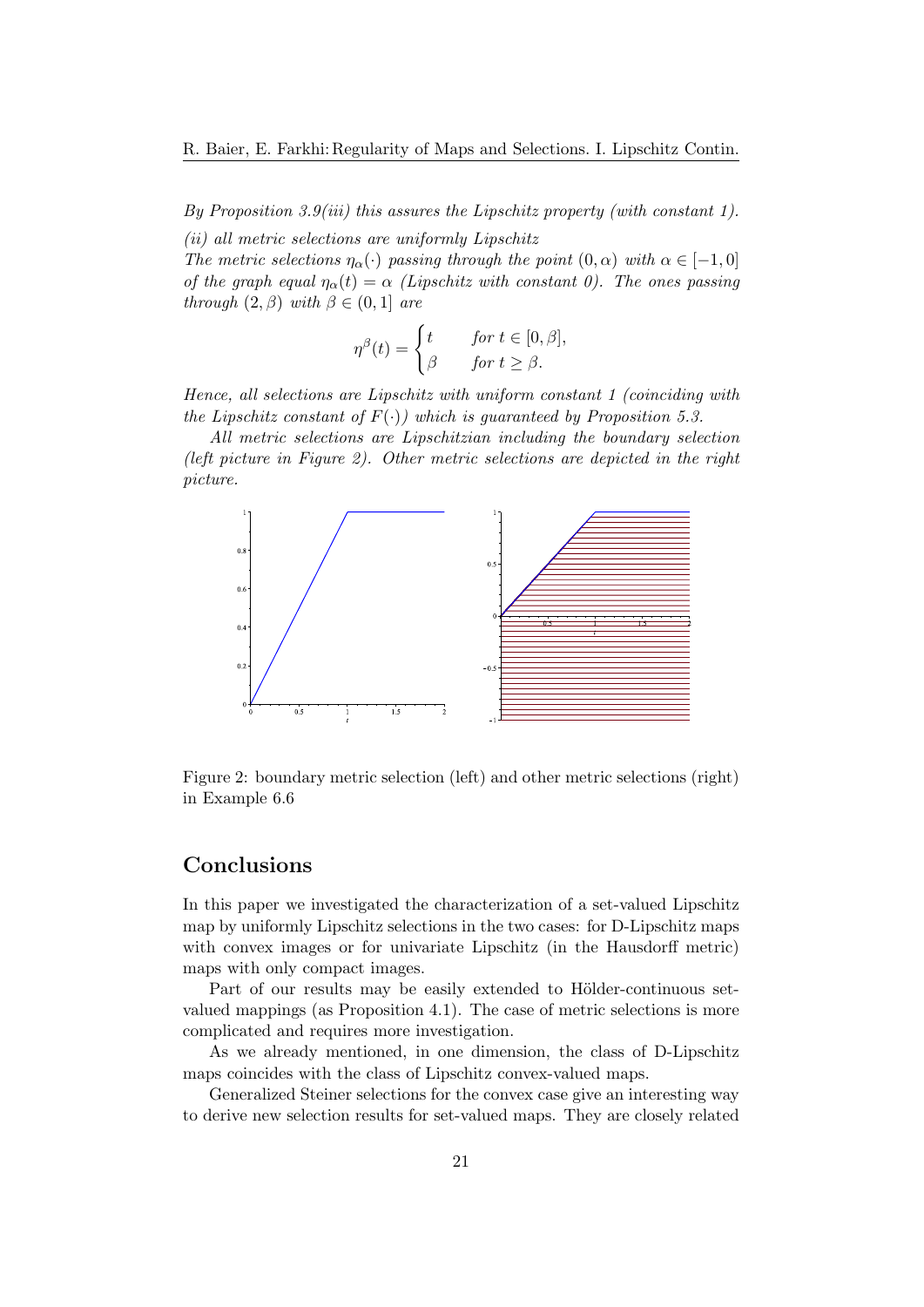*By Proposition 3.9(iii) this assures the Lipschitz property (with constant 1).*

*(ii) all metric selections are uniformly Lipschitz*
*The metric selections $\eta_\alpha(\cdot)$ passing through the point $(0, \alpha)$ with $\alpha \in [-1, 0]$ of the graph equal $\eta_\alpha(t) = \alpha$ (Lipschitz with constant 0). The ones passing through $(2, \beta)$ with $\beta \in (0, 1]$ are*

$$\eta^\beta(t) = \begin{cases} t & \text{for } t \in [0, \beta], \\ \beta & \text{for } t \geq \beta. \end{cases}$$

*Hence, all selections are Lipschitz with uniform constant 1 (coinciding with the Lipschitz constant of $F(\cdot)$) which is guaranteed by Proposition 5.3.*

*All metric selections are Lipschitzian including the boundary selection (left picture in Figure 2). Other metric selections are depicted in the right picture.*

Figure 2: boundary metric selection (left) and other metric selections (right) in Example 6.6

## Conclusions

In this paper we investigated the characterization of a set-valued Lipschitz map by uniformly Lipschitz selections in the two cases: for D-Lipschitz maps with convex images or for univariate Lipschitz (in the Hausdorff metric) maps with only compact images.

Part of our results may be easily extended to Hölder-continuous set-valued mappings (as Proposition 4.1). The case of metric selections is more complicated and requires more investigation.

As we already mentioned, in one dimension, the class of D-Lipschitz maps coincides with the class of Lipschitz convex-valued maps.

Generalized Steiner selections for the convex case give an interesting way to derive new selection results for set-valued maps. They are closely related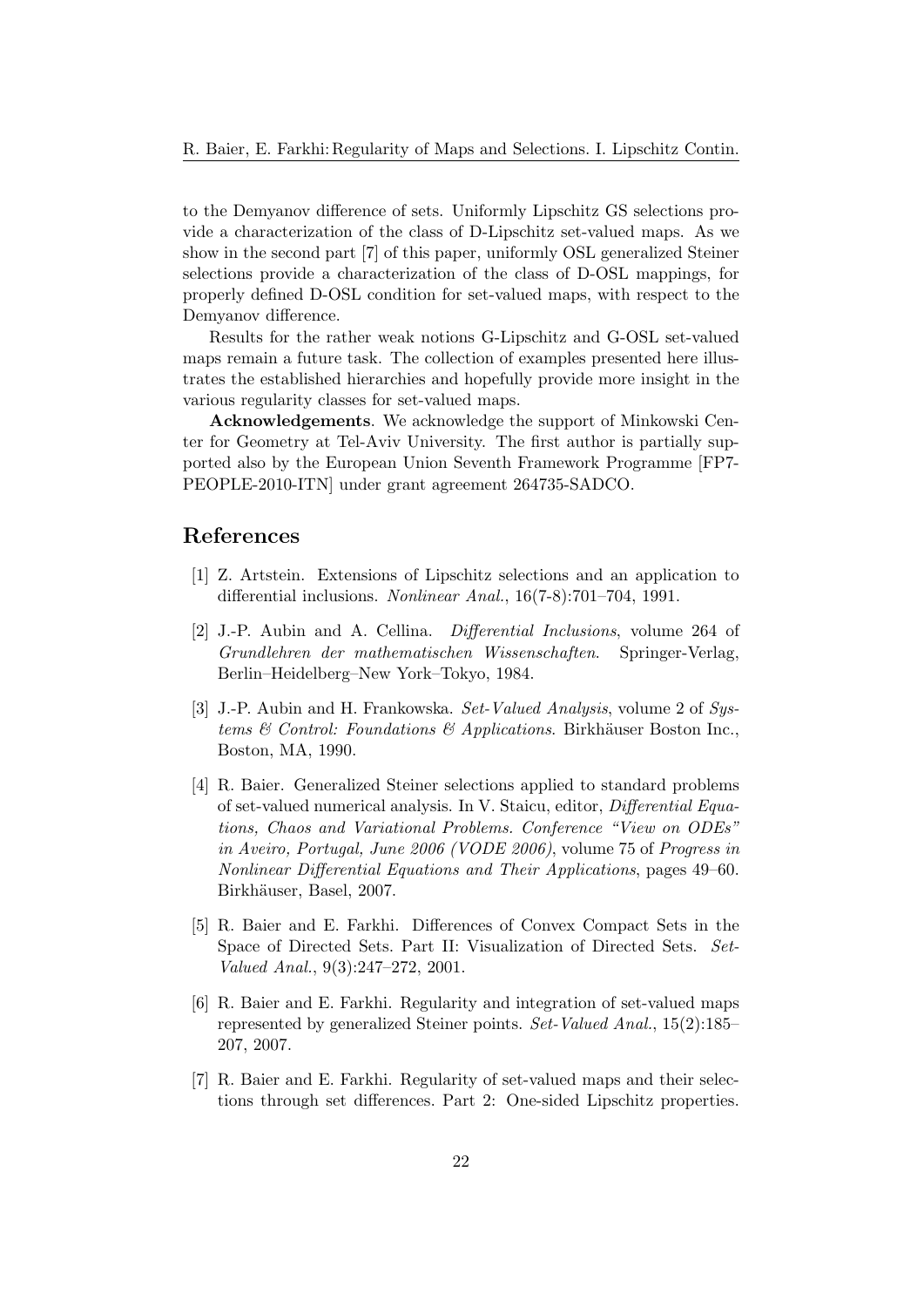to the Demyanov difference of sets. Uniformly Lipschitz GS selections provide a characterization of the class of D-Lipschitz set-valued maps. As we show in the second part [7] of this paper, uniformly OSL generalized Steiner selections provide a characterization of the class of D-OSL mappings, for properly defined D-OSL condition for set-valued maps, with respect to the Demyanov difference.

Results for the rather weak notions G-Lipschitz and G-OSL set-valued maps remain a future task. The collection of examples presented here illustrates the established hierarchies and hopefully provide more insight in the various regularity classes for set-valued maps.

**Acknowledgements**. We acknowledge the support of Minkowski Center for Geometry at Tel-Aviv University. The first author is partially supported also by the European Union Seventh Framework Programme [FP7-PEOPLE-2010-ITN] under grant agreement 264735-SADCO.

## References

[1] Z. Artstein. Extensions of Lipschitz selections and an application to differential inclusions. *Nonlinear Anal.*, 16(7-8):701–704, 1991.

[2] J.-P. Aubin and A. Cellina. *Differential Inclusions*, volume 264 of *Grundlehren der mathematischen Wissenschaften*. Springer-Verlag, Berlin–Heidelberg–New York–Tokyo, 1984.

[3] J.-P. Aubin and H. Frankowska. *Set-Valued Analysis*, volume 2 of *Systems & Control: Foundations & Applications*. Birkhäuser Boston Inc., Boston, MA, 1990.

[4] R. Baier. Generalized Steiner selections applied to standard problems of set-valued numerical analysis. In V. Staicu, editor, *Differential Equations, Chaos and Variational Problems. Conference "View on ODEs" in Aveiro, Portugal, June 2006 (VODE 2006)*, volume 75 of *Progress in Nonlinear Differential Equations and Their Applications*, pages 49–60. Birkhäuser, Basel, 2007.

[5] R. Baier and E. Farkhi. Differences of Convex Compact Sets in the Space of Directed Sets. Part II: Visualization of Directed Sets. *Set-Valued Anal.*, 9(3):247–272, 2001.

[6] R. Baier and E. Farkhi. Regularity and integration of set-valued maps represented by generalized Steiner points. *Set-Valued Anal.*, 15(2):185–207, 2007.

[7] R. Baier and E. Farkhi. Regularity of set-valued maps and their selections through set differences. Part 2: One-sided Lipschitz properties.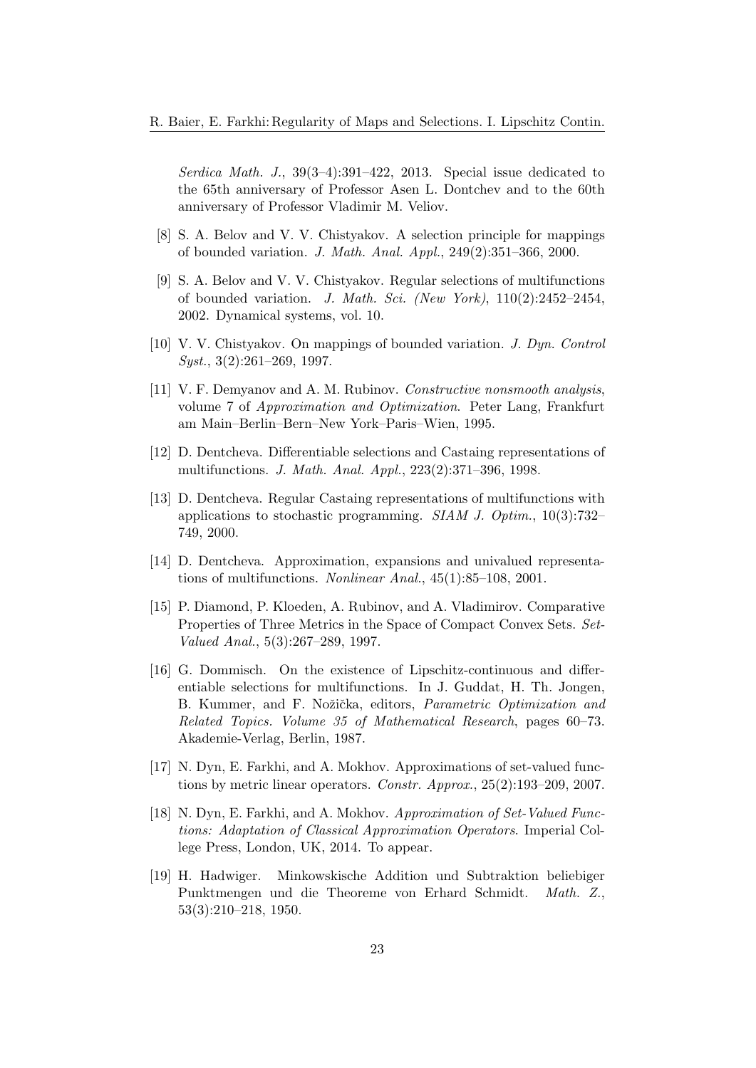*Serdica Math. J.*, 39(3–4):391–422, 2013. Special issue dedicated to the 65th anniversary of Professor Asen L. Dontchev and to the 60th anniversary of Professor Vladimir M. Veliov.

[8] S. A. Belov and V. V. Chistyakov. A selection principle for mappings of bounded variation. *J. Math. Anal. Appl.*, 249(2):351–366, 2000.

[9] S. A. Belov and V. V. Chistyakov. Regular selections of multifunctions of bounded variation. *J. Math. Sci. (New York)*, 110(2):2452–2454, 2002. Dynamical systems, vol. 10.

[10] V. V. Chistyakov. On mappings of bounded variation. *J. Dyn. Control Syst.*, 3(2):261–269, 1997.

[11] V. F. Demyanov and A. M. Rubinov. *Constructive nonsmooth analysis*, volume 7 of *Approximation and Optimization*. Peter Lang, Frankfurt am Main–Berlin–Bern–New York–Paris–Wien, 1995.

[12] D. Dentcheva. Differentiable selections and Castaing representations of multifunctions. *J. Math. Anal. Appl.*, 223(2):371–396, 1998.

[13] D. Dentcheva. Regular Castaing representations of multifunctions with applications to stochastic programming. *SIAM J. Optim.*, 10(3):732–749, 2000.

[14] D. Dentcheva. Approximation, expansions and univalued representations of multifunctions. *Nonlinear Anal.*, 45(1):85–108, 2001.

[15] P. Diamond, P. Kloeden, A. Rubinov, and A. Vladimirov. Comparative Properties of Three Metrics in the Space of Compact Convex Sets. *Set-Valued Anal.*, 5(3):267–289, 1997.

[16] G. Dommisch. On the existence of Lipschitz-continuous and differentiable selections for multifunctions. In J. Guddat, H. Th. Jongen, B. Kummer, and F. Nožička, editors, *Parametric Optimization and Related Topics. Volume 35 of Mathematical Research*, pages 60–73. Akademie-Verlag, Berlin, 1987.

[17] N. Dyn, E. Farkhi, and A. Mokhov. Approximations of set-valued functions by metric linear operators. *Constr. Approx.*, 25(2):193–209, 2007.

[18] N. Dyn, E. Farkhi, and A. Mokhov. *Approximation of Set-Valued Functions: Adaptation of Classical Approximation Operators*. Imperial College Press, London, UK, 2014. To appear.

[19] H. Hadwiger. Minkowskische Addition und Subtraktion beliebiger Punktmengen und die Theoreme von Erhard Schmidt. *Math. Z.*, 53(3):210–218, 1950.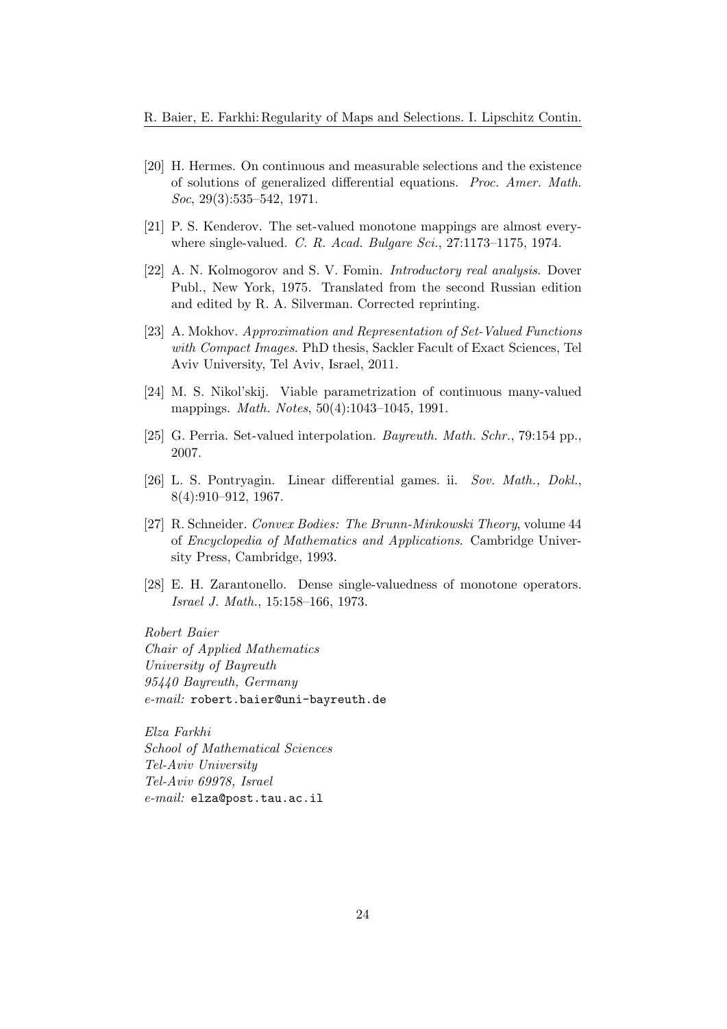[20] H. Hermes. On continuous and measurable selections and the existence of solutions of generalized differential equations. *Proc. Amer. Math. Soc*, 29(3):535–542, 1971.

[21] P. S. Kenderov. The set-valued monotone mappings are almost everywhere single-valued. *C. R. Acad. Bulgare Sci.*, 27:1173–1175, 1974.

[22] A. N. Kolmogorov and S. V. Fomin. *Introductory real analysis*. Dover Publ., New York, 1975. Translated from the second Russian edition and edited by R. A. Silverman. Corrected reprinting.

[23] A. Mokhov. *Approximation and Representation of Set-Valued Functions with Compact Images*. PhD thesis, Sackler Facult of Exact Sciences, Tel Aviv University, Tel Aviv, Israel, 2011.

[24] M. S. Nikol'skij. Viable parametrization of continuous many-valued mappings. *Math. Notes*, 50(4):1043–1045, 1991.

[25] G. Perria. Set-valued interpolation. *Bayreuth. Math. Schr.*, 79:154 pp., 2007.

[26] L. S. Pontryagin. Linear differential games. ii. *Sov. Math., Dokl.*, 8(4):910–912, 1967.

[27] R. Schneider. *Convex Bodies: The Brunn-Minkowski Theory*, volume 44 of *Encyclopedia of Mathematics and Applications*. Cambridge University Press, Cambridge, 1993.

[28] E. H. Zarantonello. Dense single-valuedness of monotone operators. *Israel J. Math.*, 15:158–166, 1973.

*Robert Baier*
*Chair of Applied Mathematics*
*University of Bayreuth*
*95440 Bayreuth, Germany*
*e-mail:* robert.baier@uni-bayreuth.de

*Elza Farkhi*
*School of Mathematical Sciences*
*Tel-Aviv University*
*Tel-Aviv 69978, Israel*
*e-mail:* elza@post.tau.ac.il